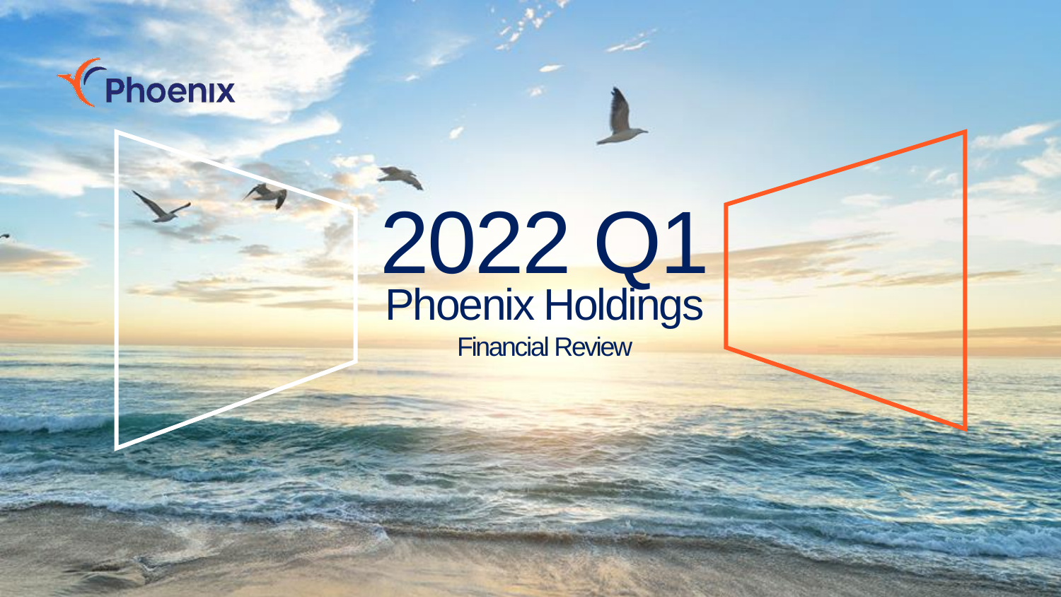Phoenix

# 2022 Q1

## Phoenix Holdings

### Financial Review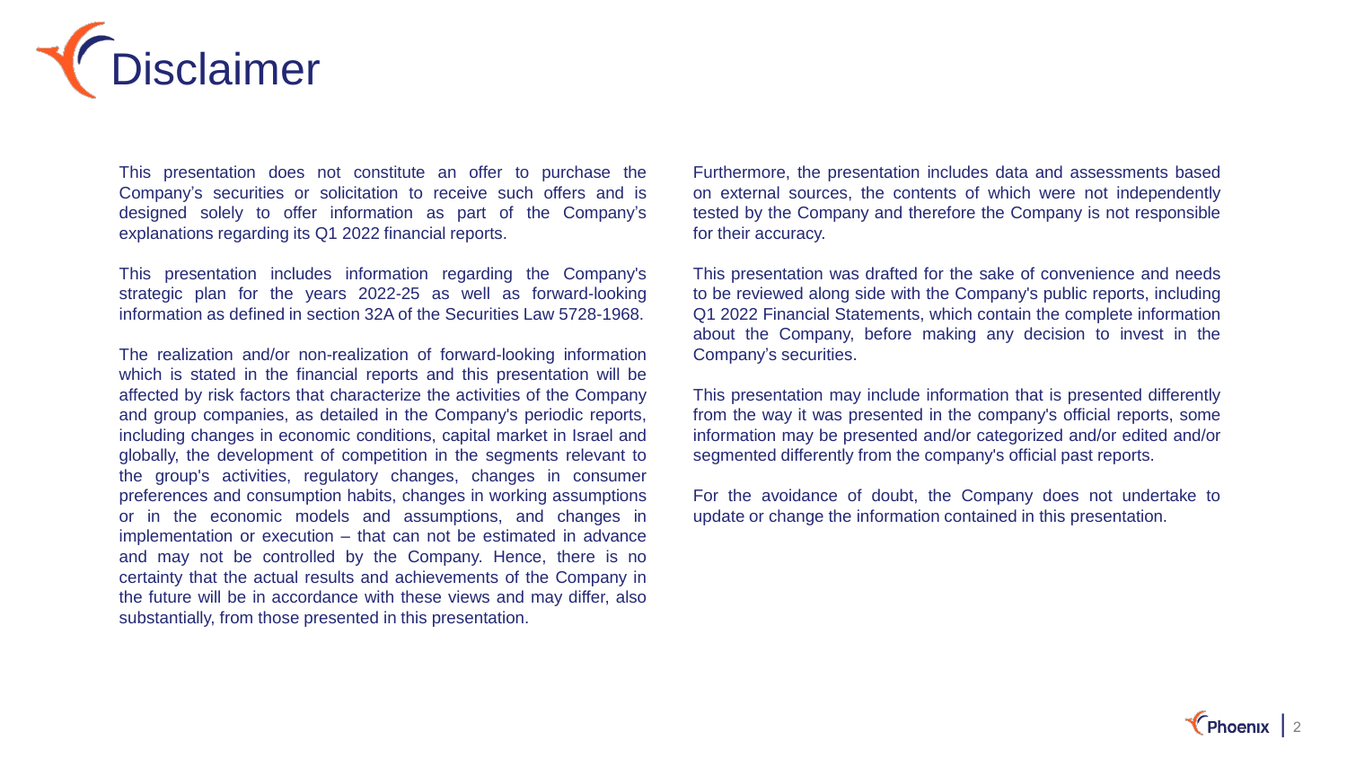# Disclaimer

This presentation does not constitute an offer to purchase the Company's securities or solicitation to receive such offers and is designed solely to offer information as part of the Company's explanations regarding its Q1 2022 financial reports.

This presentation includes information regarding the Company's strategic plan for the years 2022-25 as well as forward-looking information as defined in section 32A of the Securities Law 5728-1968.

The realization and/or non-realization of forward-looking information which is stated in the financial reports and this presentation will be affected by risk factors that characterize the activities of the Company and group companies, as detailed in the Company's periodic reports, including changes in economic conditions, capital market in Israel and globally, the development of competition in the segments relevant to the group's activities, regulatory changes, changes in consumer preferences and consumption habits, changes in working assumptions or in the economic models and assumptions, and changes in implementation or execution – that can not be estimated in advance and may not be controlled by the Company. Hence, there is no certainty that the actual results and achievements of the Company in the future will be in accordance with these views and may differ, also substantially, from those presented in this presentation.

Furthermore, the presentation includes data and assessments based on external sources, the contents of which were not independently tested by the Company and therefore the Company is not responsible for their accuracy.

This presentation was drafted for the sake of convenience and needs to be reviewed along side with the Company's public reports, including Q1 2022 Financial Statements, which contain the complete information about the Company, before making any decision to invest in the Company's securities.

This presentation may include information that is presented differently from the way it was presented in the company's official reports, some information may be presented and/or categorized and/or edited and/or segmented differently from the company's official past reports.

For the avoidance of doubt, the Company does not undertake to update or change the information contained in this presentation.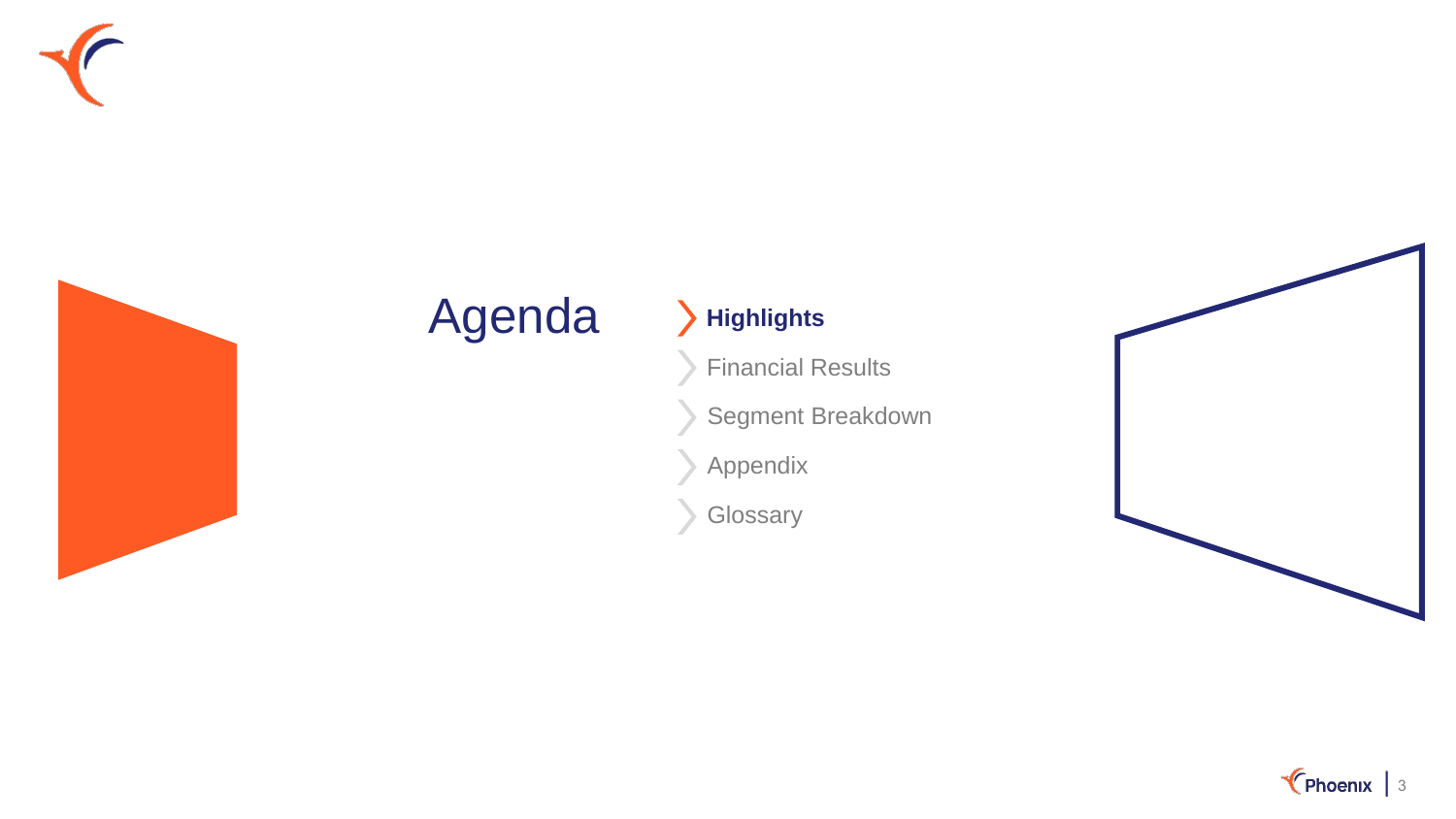# Agenda

- **Highlights**
- Financial Results
- Segment Breakdown
- Appendix
- Glossary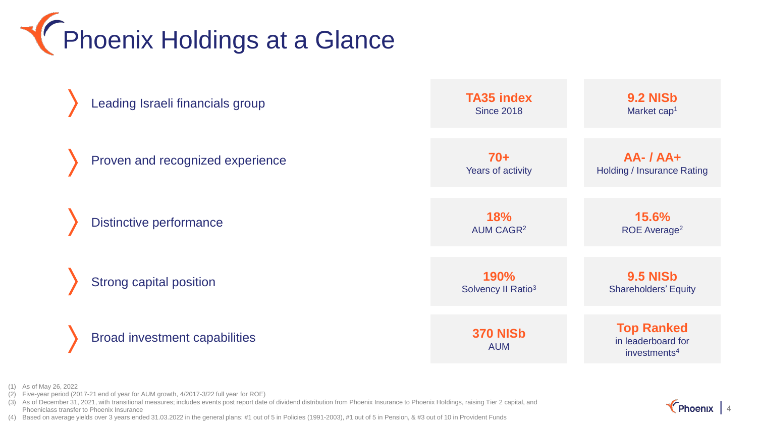# Phoenix Holdings at a Glance

| | | |
|---|---|---|
| Leading Israeli financials group | **TA35 index** Since 2018 | **9.2 NISb** Market cap[1] |
| Proven and recognized experience | **70+** Years of activity | **AA- / AA+** Holding / Insurance Rating |
| Distinctive performance | **18%** AUM CAGR[2] | **15.6%** ROE Average[2] |
| Strong capital position | **190%** Solvency II Ratio[3] | **9.5 NISb** Shareholders' Equity |
| Broad investment capabilities | **370 NISb** AUM | **Top Ranked** in leaderboard for investments[4] |

(1) As of May 26, 2022
(2) Five-year period (2017-21 end of year for AUM growth, 4/2017-3/22 full year for ROE)
(3) As of December 31, 2021, with transitional measures; includes events post report date of dividend distribution from Phoenix Insurance to Phoenix Holdings, raising Tier 2 capital, and Phoeniclass transfer to Phoenix Insurance
(4) Based on average yields over 3 years ended 31.03.2022 in the general plans: #1 out of 5 in Policies (1991-2003), #1 out of 5 in Pension, & #3 out of 10 in Provident Funds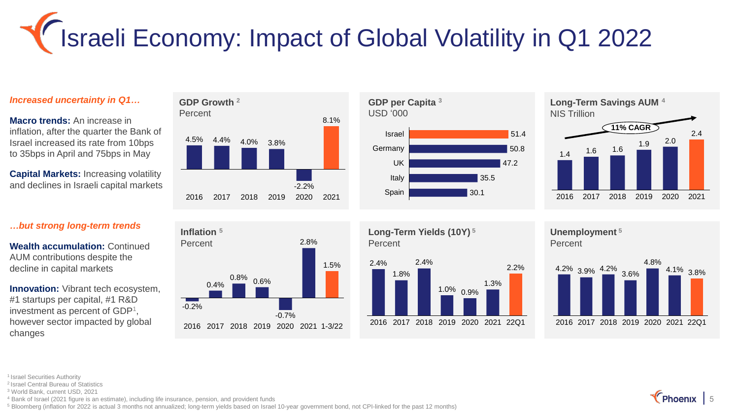# Israeli Economy: Impact of Global Volatility in Q1 2022

*Increased uncertainty in Q1…*

**Macro trends:** An increase in inflation, after the quarter the Bank of Israel increased its rate from 10bps to 35bps in April and 75bps in May

**Capital Markets:** Increasing volatility and declines in Israeli capital markets

*…but strong long-term trends*

**Wealth accumulation:** Continued AUM contributions despite the decline in capital markets

**Innovation:** Vibrant tech ecosystem, #1 startups per capital, #1 R&D investment as percent of GDP[1], however sector impacted by global changes

**GDP Growth** [2]
Percent

| 2016 | 2017 | 2018 | 2019 | 2020 | 2021 |
|---|---|---|---|---|---|
| 4.5% | 4.4% | 4.0% | 3.8% | -2.2% | 8.1% |

**GDP per Capita** [3]
USD '000

| Country | Value |
|---|---|
| Israel | 51.4 |
| Germany | 50.8 |
| UK | 47.2 |
| Italy | 35.5 |
| Spain | 30.1 |

**Long-Term Savings AUM** [4]
NIS Trillion

11% CAGR

| 2016 | 2017 | 2018 | 2019 | 2020 | 2021 |
|---|---|---|---|---|---|
| 1.4 | 1.6 | 1.6 | 1.9 | 2.0 | 2.4 |

**Inflation** [5]
Percent

| 2016 | 2017 | 2018 | 2019 | 2020 | 2021 | 1-3/22 |
|---|---|---|---|---|---|---|
| -0.2% | 0.4% | 0.8% | 0.6% | -0.7% | 2.8% | 1.5% |

**Long-Term Yields (10Y)** [5]
Percent

| 2016 | 2017 | 2018 | 2019 | 2020 | 2021 | 22Q1 |
|---|---|---|---|---|---|---|
| 2.4% | 1.8% | 2.4% | 1.0% | 0.9% | 1.3% | 2.2% |

**Unemployment** [5]
Percent

| 2016 | 2017 | 2018 | 2019 | 2020 | 2021 | 22Q1 |
|---|---|---|---|---|---|---|
| 4.2% | 3.9% | 4.2% | 3.6% | 4.8% | 4.1% | 3.8% |

[1] Israel Securities Authority
[2] Israel Central Bureau of Statistics
[3] World Bank, current USD, 2021
[4] Bank of Israel (2021 figure is an estimate), including life insurance, pension, and provident funds
[5] Bloomberg (inflation for 2022 is actual 3 months not annualized; long-term yields based on Israel 10-year government bond, not CPI-linked for the past 12 months)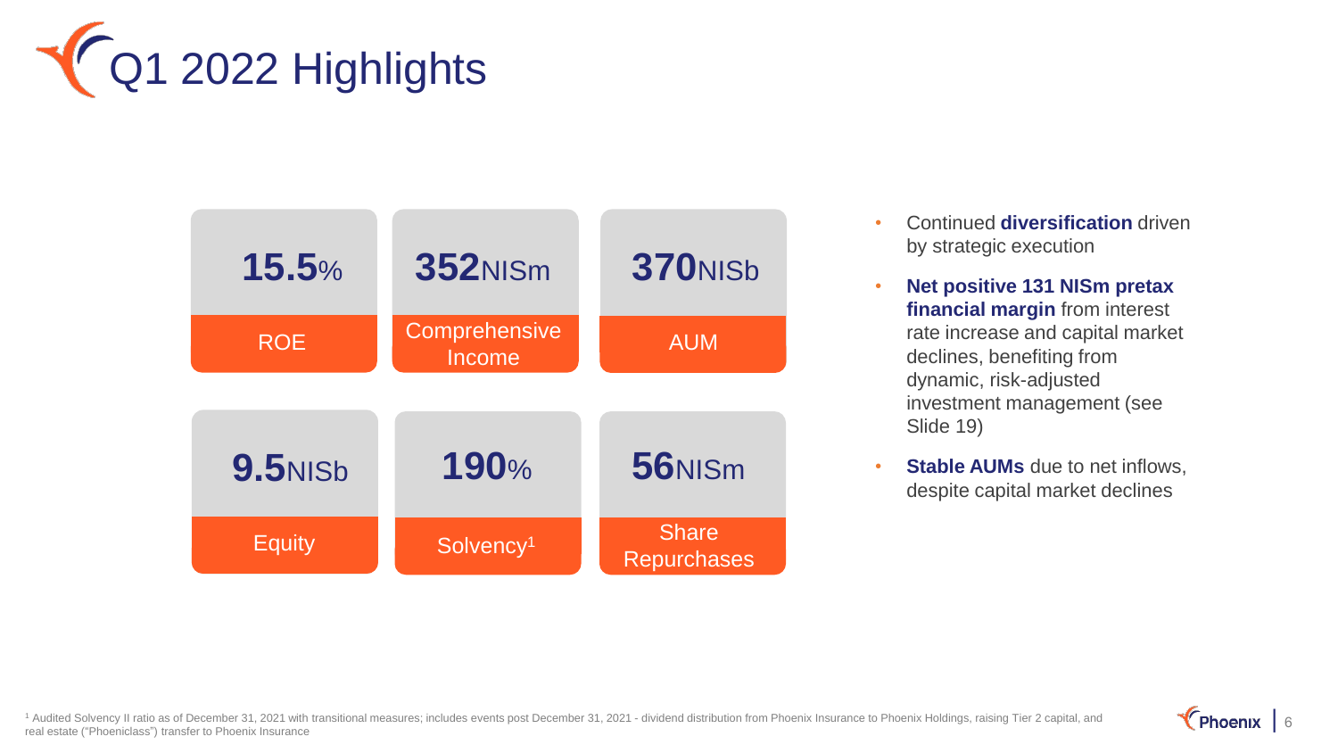# Q1 2022 Highlights

| Metric | Value |
| --- | --- |
| ROE | 15.5% |
| Comprehensive Income | 352NISm |
| AUM | 370NISb |
| Equity | 9.5NISb |
| Solvency[1] | 190% |
| Share Repurchases | 56NISm |

- Continued **diversification** driven by strategic execution
- **Net positive 131 NISm pretax financial margin** from interest rate increase and capital market declines, benefiting from dynamic, risk-adjusted investment management (see Slide 19)
- **Stable AUMs** due to net inflows, despite capital market declines

[1] Audited Solvency II ratio as of December 31, 2021 with transitional measures; includes events post December 31, 2021 - dividend distribution from Phoenix Insurance to Phoenix Holdings, raising Tier 2 capital, and real estate ("Phoeniclass") transfer to Phoenix Insurance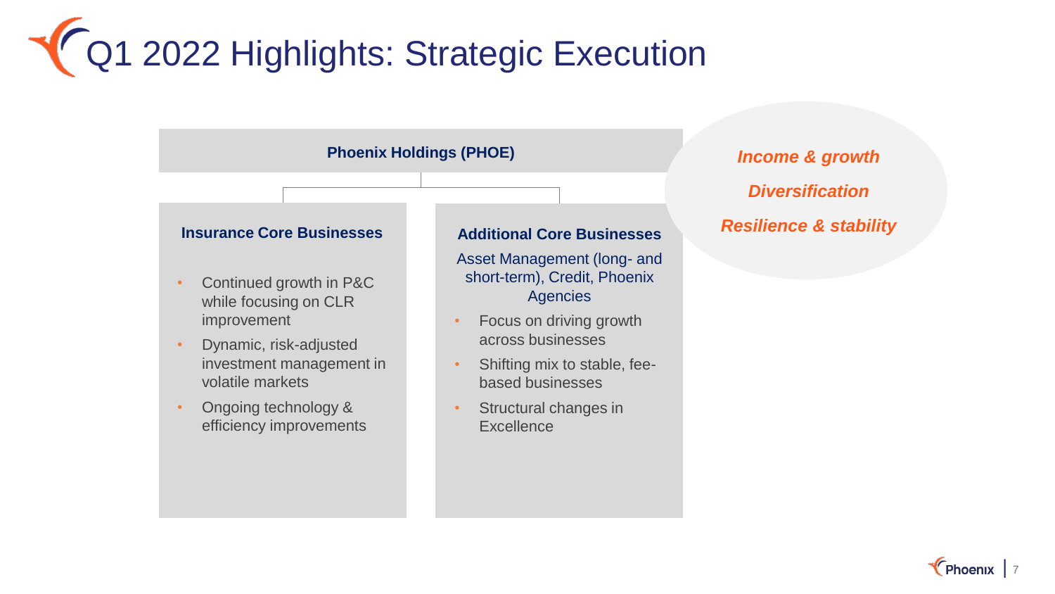# Q1 2022 Highlights: Strategic Execution

**Phoenix Holdings (PHOE)**

### Insurance Core Businesses

- Continued growth in P&C while focusing on CLR improvement
- Dynamic, risk-adjusted investment management in volatile markets
- Ongoing technology & efficiency improvements

### Additional Core Businesses

Asset Management (long- and short-term), Credit, Phoenix Agencies

- Focus on driving growth across businesses
- Shifting mix to stable, fee-based businesses
- Structural changes in Excellence

***Income & growth***

***Diversification***

***Resilience & stability***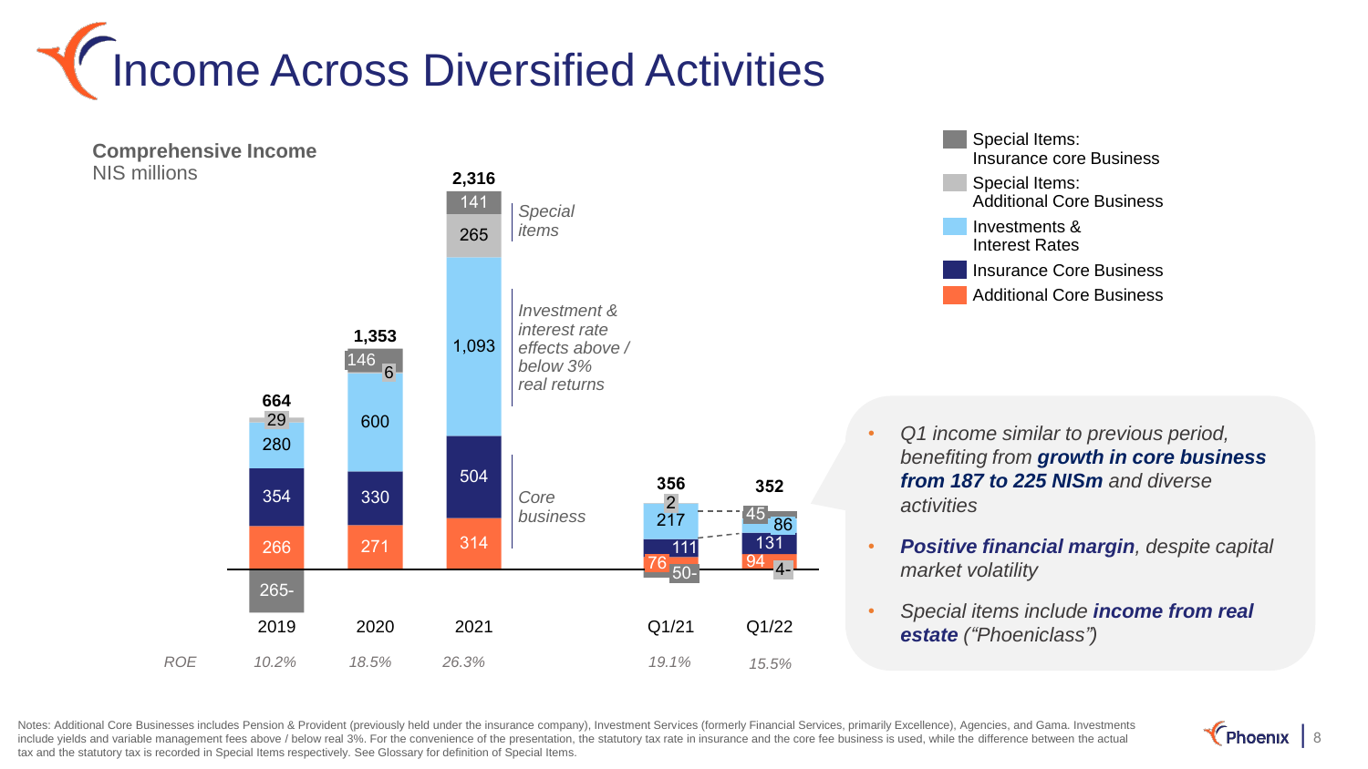# Income Across Diversified Activities

**Comprehensive Income**
NIS millions

| | 2019 | 2020 | 2021 | Q1/21 | Q1/22 |
|---|---|---|---|---|---|
| Special Items: Insurance core Business | 265- | 146 | 141 | 50- | 4- |
| Special Items: Additional Core Business | 29 | 6 | 265 | 2 | 45 |
| Investments & Interest Rates | 280 | 600 | 1,093 | 217 | 86 |
| Insurance Core Business | 354 | 330 | 504 | 111 | 131 |
| Additional Core Business | 266 | 271 | 314 | 76 | 94 |
| **Total** | **664** | **1,353** | **2,316** | **356** | **352** |
| *ROE* | *10.2%* | *18.5%* | *26.3%* | *19.1%* | *15.5%* |

*Special items*

*Investment & interest rate effects above / below 3% real returns*

*Core business*

- *Q1 income similar to previous period, benefiting from **growth in core business from 187 to 225 NISm** and diverse activities*
- ***Positive financial margin**, despite capital market volatility*
- *Special items include **income from real estate** ("Phoeniclass")*

Notes: Additional Core Businesses includes Pension & Provident (previously held under the insurance company), Investment Services (formerly Financial Services, primarily Excellence), Agencies, and Gama. Investments include yields and variable management fees above / below real 3%. For the convenience of the presentation, the statutory tax rate in insurance and the core fee business is used, while the difference between the actual tax and the statutory tax is recorded in Special Items respectively. See Glossary for definition of Special Items.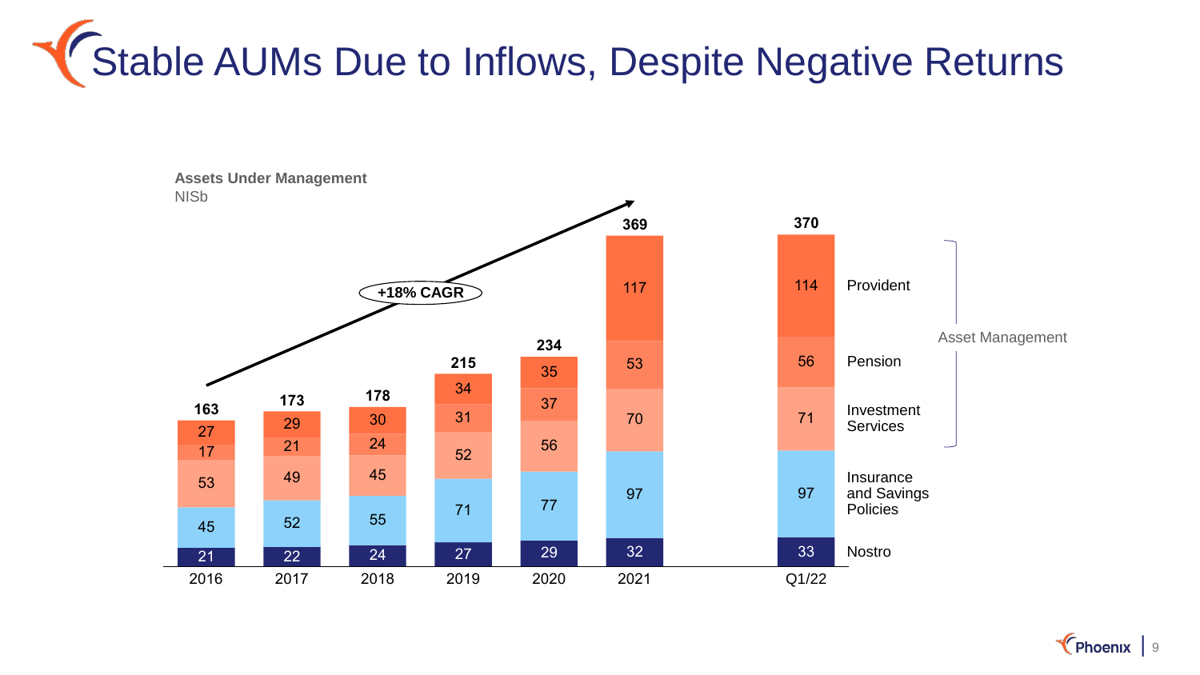# Stable AUMs Due to Inflows, Despite Negative Returns

**Assets Under Management**
NISb

+18% CAGR

| | 2016 | 2017 | 2018 | 2019 | 2020 | 2021 | Q1/22 |
|---|---|---|---|---|---|---|---|
| Provident | 27 | 29 | 30 | 34 | 35 | 117 | 114 |
| Pension | 17 | 21 | 24 | 31 | 37 | 53 | 56 |
| Investment Services | 53 | 49 | 45 | 52 | 56 | 70 | 71 |
| Insurance and Savings Policies | 45 | 52 | 55 | 71 | 77 | 97 | 97 |
| Nostro | 21 | 22 | 24 | 27 | 29 | 32 | 33 |
| **Total** | **163** | **173** | **178** | **215** | **234** | **369** | **370** |

Asset Management: Provident, Pension, Investment Services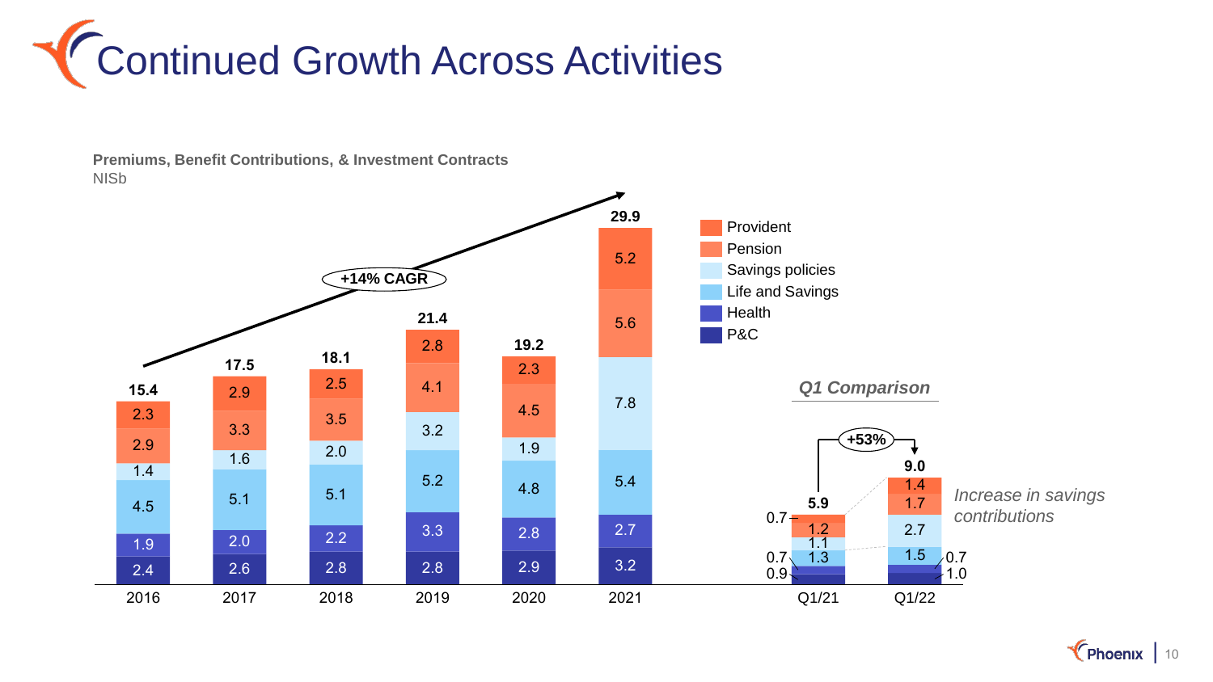# Continued Growth Across Activities

**Premiums, Benefit Contributions, & Investment Contracts**
NISb

+14% CAGR

| | 2016 | 2017 | 2018 | 2019 | 2020 | 2021 |
|---|---|---|---|---|---|---|
| Provident | 2.3 | 2.9 | 2.5 | 2.8 | 2.3 | 5.2 |
| Pension | 2.9 | 3.3 | 3.5 | 4.1 | 4.5 | 5.6 |
| Savings policies | 1.4 | 1.6 | 2.0 | 3.2 | 1.9 | 7.8 |
| Life and Savings | 4.5 | 5.1 | 5.1 | 5.2 | 4.8 | 5.4 |
| Health | 1.9 | 2.0 | 2.2 | 3.3 | 2.8 | 2.7 |
| P&C | 2.4 | 2.6 | 2.8 | 2.8 | 2.9 | 3.2 |
| **Total** | **15.4** | **17.5** | **18.1** | **21.4** | **19.2** | **29.9** |

*Q1 Comparison*

+53%

| | Q1/21 | Q1/22 |
|---|---|---|
| Provident | 0.7 | 1.4 |
| Pension | 1.2 | 1.7 |
| Savings policies | 1.1 | 2.7 |
| Life and Savings | 1.3 | 1.5 |
| Health | 0.7 | 0.7 |
| P&C | 0.9 | 1.0 |
| **Total** | **5.9** | **9.0** |

*Increase in savings contributions*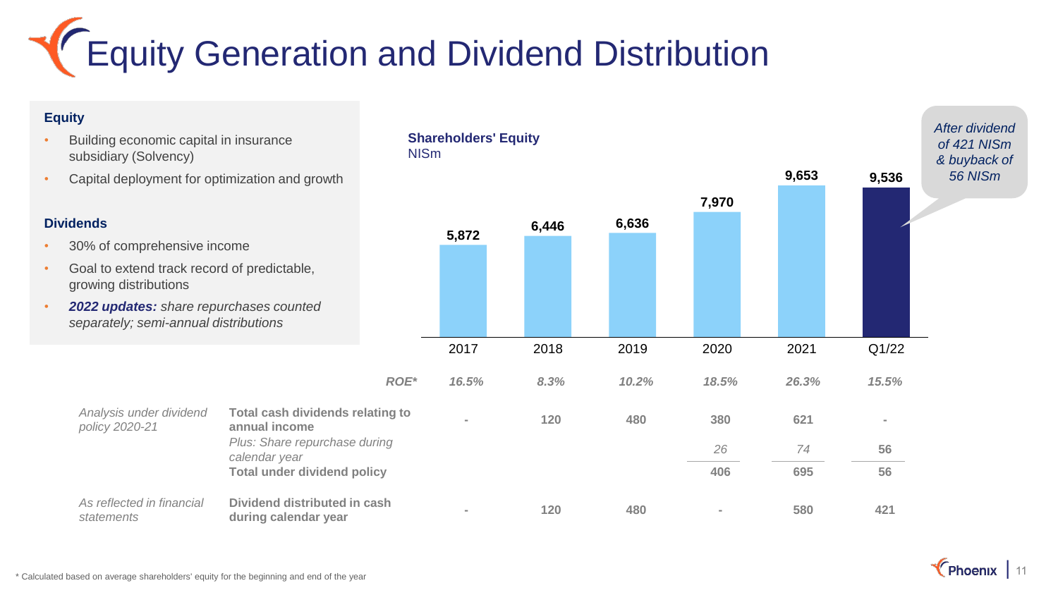# Equity Generation and Dividend Distribution

**Equity**

- Building economic capital in insurance subsidiary (Solvency)
- Capital deployment for optimization and growth

**Dividends**

- 30% of comprehensive income
- Goal to extend track record of predictable, growing distributions
- ***2022 updates:*** *share repurchases counted separately; semi-annual distributions*

**Shareholders' Equity**
NISm

| | | 2017 | 2018 | 2019 | 2020 | 2021 | Q1/22 |
|---|---|---|---|---|---|---|---|
| | **Shareholders' Equity** | 5,872 | 6,446 | 6,636 | 7,970 | 9,653 | 9,536 |
| | *ROE** | *16.5%* | *8.3%* | *10.2%* | *18.5%* | *26.3%* | *15.5%* |
| *Analysis under dividend policy 2020-21* | **Total cash dividends relating to annual income** | - | 120 | 480 | 380 | 621 | - |
| | *Plus: Share repurchase during calendar year* | | | | *26* | *74* | 56 |
| | **Total under dividend policy** | | | | 406 | 695 | 56 |
| *As reflected in financial statements* | **Dividend distributed in cash during calendar year** | - | 120 | 480 | - | 580 | 421 |

*After dividend of 421 NISm & buyback of 56 NISm*

\* Calculated based on average shareholders' equity for the beginning and end of the year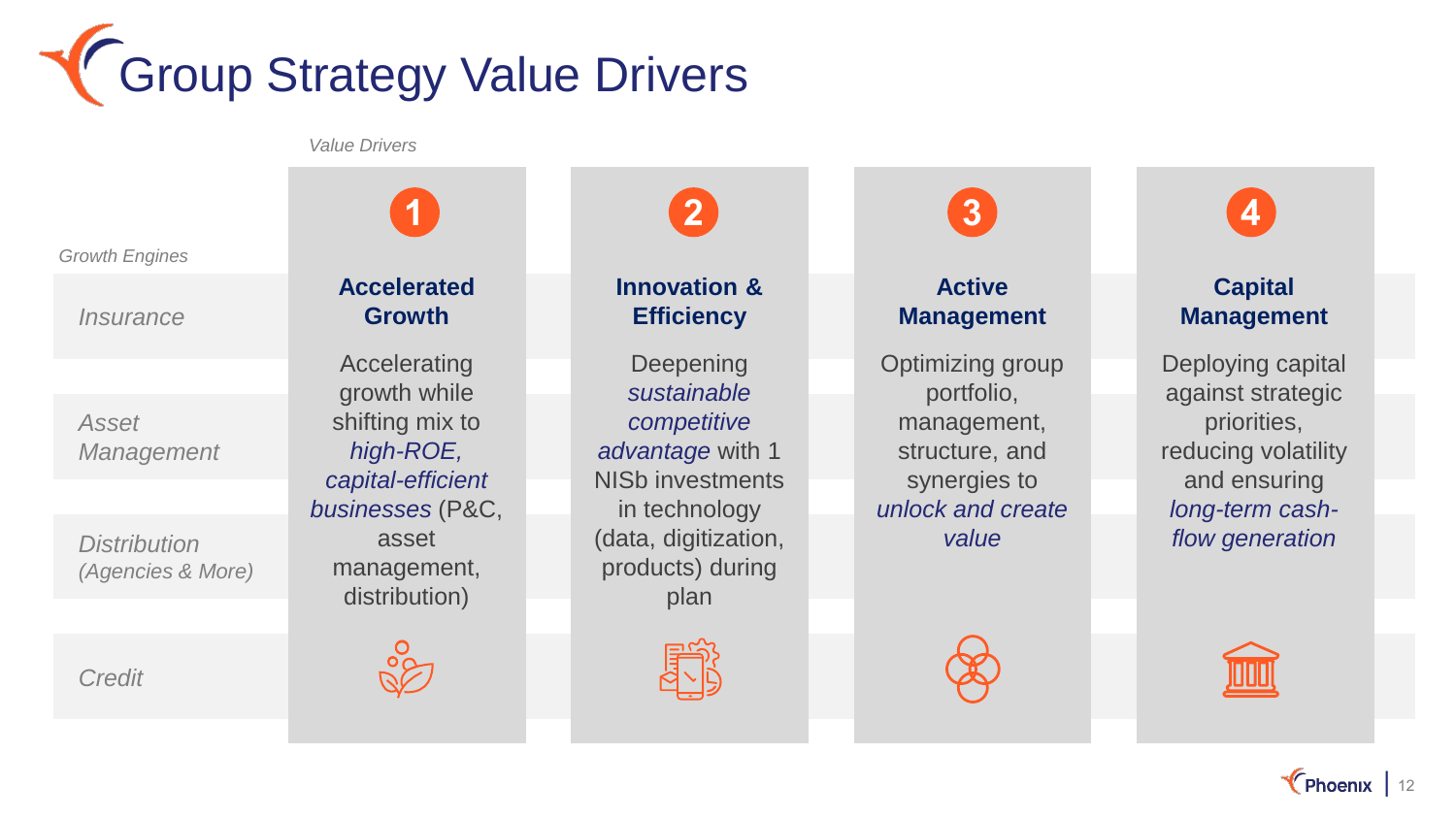# Group Strategy Value Drivers

*Value Drivers*

*Growth Engines*

- *Insurance*
- *Asset Management*
- *Distribution (Agencies & More)*
- *Credit*

| 1 | 2 | 3 | 4 |
|---|---|---|---|
| **Accelerated Growth** | **Innovation & Efficiency** | **Active Management** | **Capital Management** |
| Accelerating growth while shifting mix to *high-ROE, capital-efficient businesses* (P&C, asset management, distribution) | Deepening *sustainable competitive advantage* with 1 NISb investments in technology (data, digitization, products) during plan | Optimizing group portfolio, management, structure, and synergies to *unlock and create value* | Deploying capital against strategic priorities, reducing volatility and ensuring *long-term cash-flow generation* |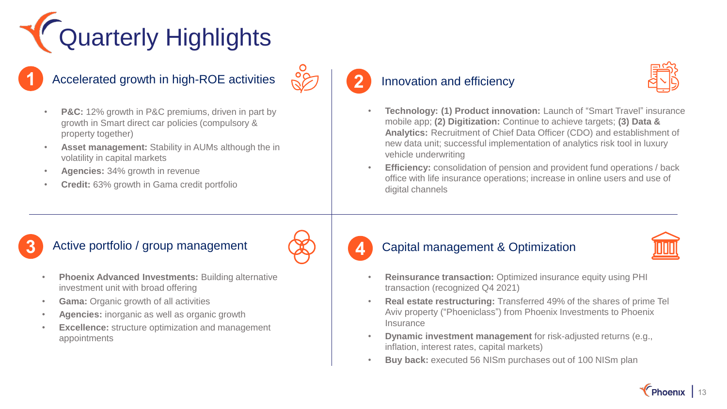# Quarterly Highlights

## 1 Accelerated growth in high-ROE activities

- **P&C:** 12% growth in P&C premiums, driven in part by growth in Smart direct car policies (compulsory & property together)
- **Asset management:** Stability in AUMs although the in volatility in capital markets
- **Agencies:** 34% growth in revenue
- **Credit:** 63% growth in Gama credit portfolio

## 2 Innovation and efficiency

- **Technology: (1) Product innovation:** Launch of "Smart Travel" insurance mobile app; **(2) Digitization:** Continue to achieve targets; **(3) Data & Analytics:** Recruitment of Chief Data Officer (CDO) and establishment of new data unit; successful implementation of analytics risk tool in luxury vehicle underwriting
- **Efficiency:** consolidation of pension and provident fund operations / back office with life insurance operations; increase in online users and use of digital channels

## 3 Active portfolio / group management

- **Phoenix Advanced Investments:** Building alternative investment unit with broad offering
- **Gama:** Organic growth of all activities
- **Agencies:** inorganic as well as organic growth
- **Excellence:** structure optimization and management appointments

## 4 Capital management & Optimization

- **Reinsurance transaction:** Optimized insurance equity using PHI transaction (recognized Q4 2021)
- **Real estate restructuring:** Transferred 49% of the shares of prime Tel Aviv property ("Phoeniclass") from Phoenix Investments to Phoenix Insurance
- **Dynamic investment management** for risk-adjusted returns (e.g., inflation, interest rates, capital markets)
- **Buy back:** executed 56 NISm purchases out of 100 NISm plan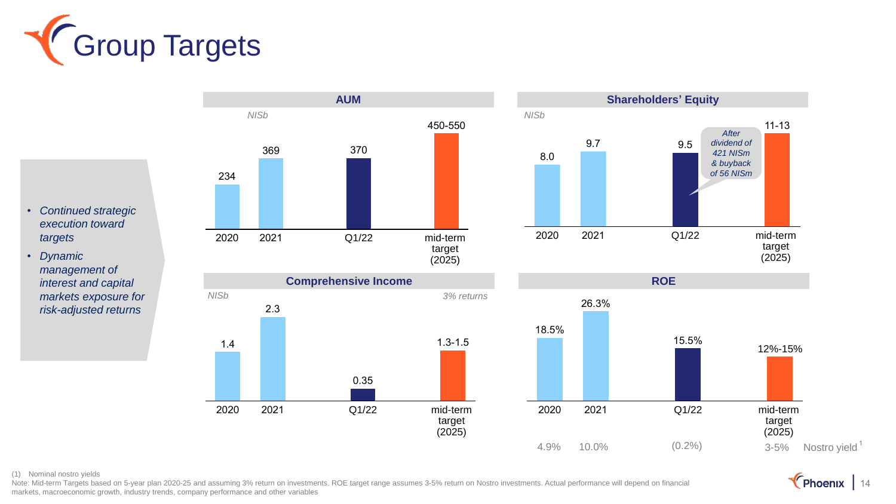# Group Targets

- *Continued strategic execution toward targets*
- *Dynamic management of interest and capital markets exposure for risk-adjusted returns*

### AUM

*NISb*

| 2020 | 2021 | Q1/22 | mid-term target (2025) |
|---|---|---|---|
| 234 | 369 | 370 | 450-550 |

### Shareholders' Equity

*NISb*

| 2020 | 2021 | Q1/22 | mid-term target (2025) |
|---|---|---|---|
| 8.0 | 9.7 | 9.5 | 11-13 |

*After dividend of 421 NISm & buyback of 56 NISm*

### Comprehensive Income

*NISb* — *3% returns*

| 2020 | 2021 | Q1/22 | mid-term target (2025) |
|---|---|---|---|
| 1.4 | 2.3 | 0.35 | 1.3-1.5 |

### ROE

| | 2020 | 2021 | Q1/22 | mid-term target (2025) |
|---|---|---|---|---|
| ROE | 18.5% | 26.3% | 15.5% | 12%-15% |
| Nostro yield[1] | 4.9% | 10.0% | (0.2%) | 3-5% |

(1) Nominal nostro yields

Note: Mid-term Targets based on 5-year plan 2020-25 and assuming 3% return on investments. ROE target range assumes 3-5% return on Nostro investments. Actual performance will depend on financial markets, macroeconomic growth, industry trends, company performance and other variables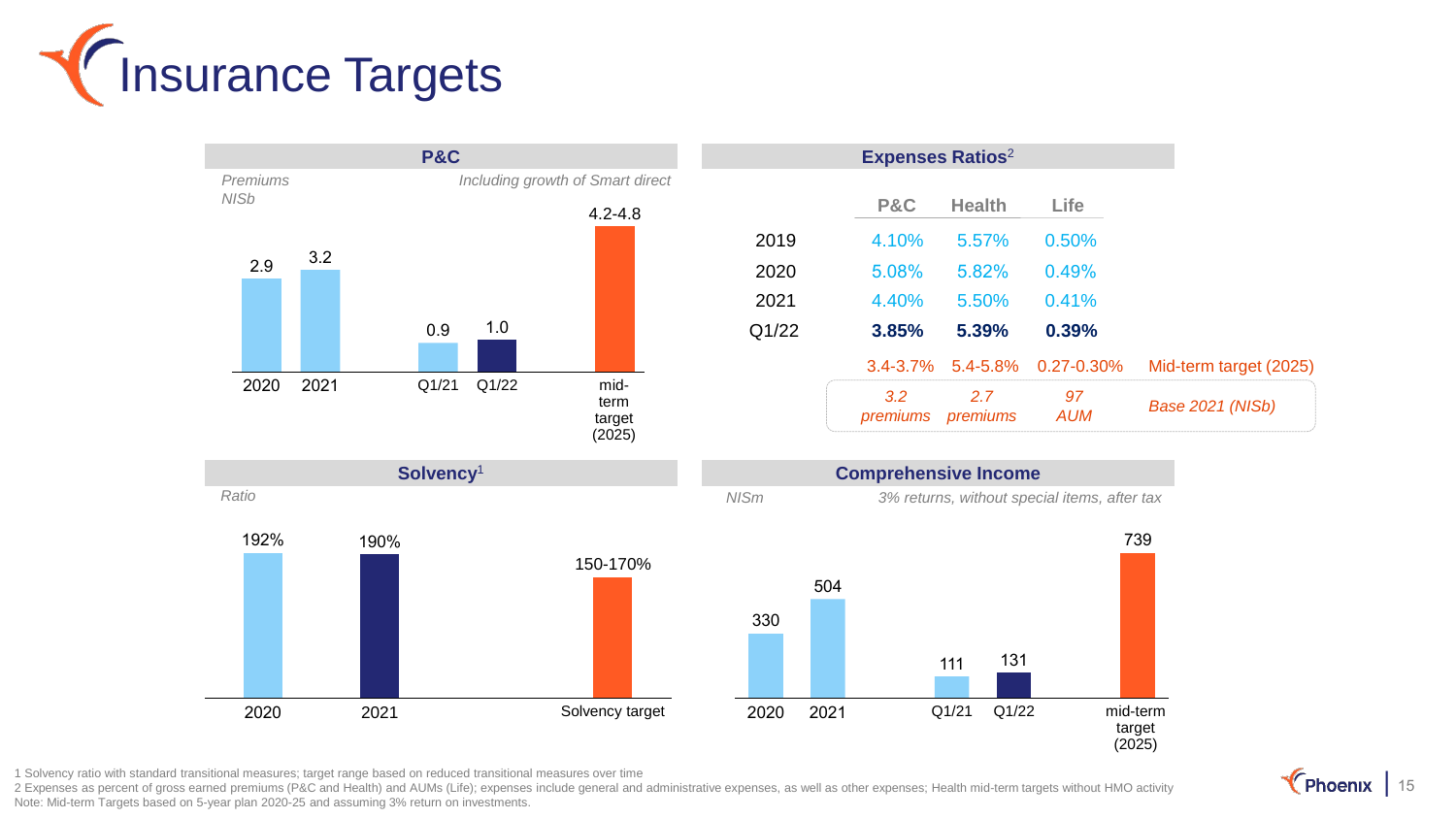# Insurance Targets

## P&C

*Premiums NISb* — *Including growth of Smart direct*

| Period | Value |
| --- | --- |
| 2020 | 2.9 |
| 2021 | 3.2 |
| Q1/21 | 0.9 |
| Q1/22 | 1.0 |
| mid-term target (2025) | 4.2-4.8 |

## Expenses Ratios[2]

| | P&C | Health | Life | |
| --- | --- | --- | --- | --- |
| 2019 | 4.10% | 5.57% | 0.50% | |
| 2020 | 5.08% | 5.82% | 0.49% | |
| 2021 | 4.40% | 5.50% | 0.41% | |
| Q1/22 | **3.85%** | **5.39%** | **0.39%** | |
| | 3.4-3.7% | 5.4-5.8% | 0.27-0.30% | Mid-term target (2025) |
| | *3.2 premiums* | *2.7 premiums* | *97 AUM* | *Base 2021 (NISb)* |

## Solvency[1]

*Ratio*

| Period | Value |
| --- | --- |
| 2020 | 192% |
| 2021 | 190% |
| Solvency target | 150-170% |

## Comprehensive Income

*NISm* — *3% returns, without special items, after tax*

| Period | Value |
| --- | --- |
| 2020 | 330 |
| 2021 | 504 |
| Q1/21 | 111 |
| Q1/22 | 131 |
| mid-term target (2025) | 739 |

1 Solvency ratio with standard transitional measures; target range based on reduced transitional measures over time

2 Expenses as percent of gross earned premiums (P&C and Health) and AUMs (Life); expenses include general and administrative expenses, as well as other expenses; Health mid-term targets without HMO activity

Note: Mid-term Targets based on 5-year plan 2020-25 and assuming 3% return on investments.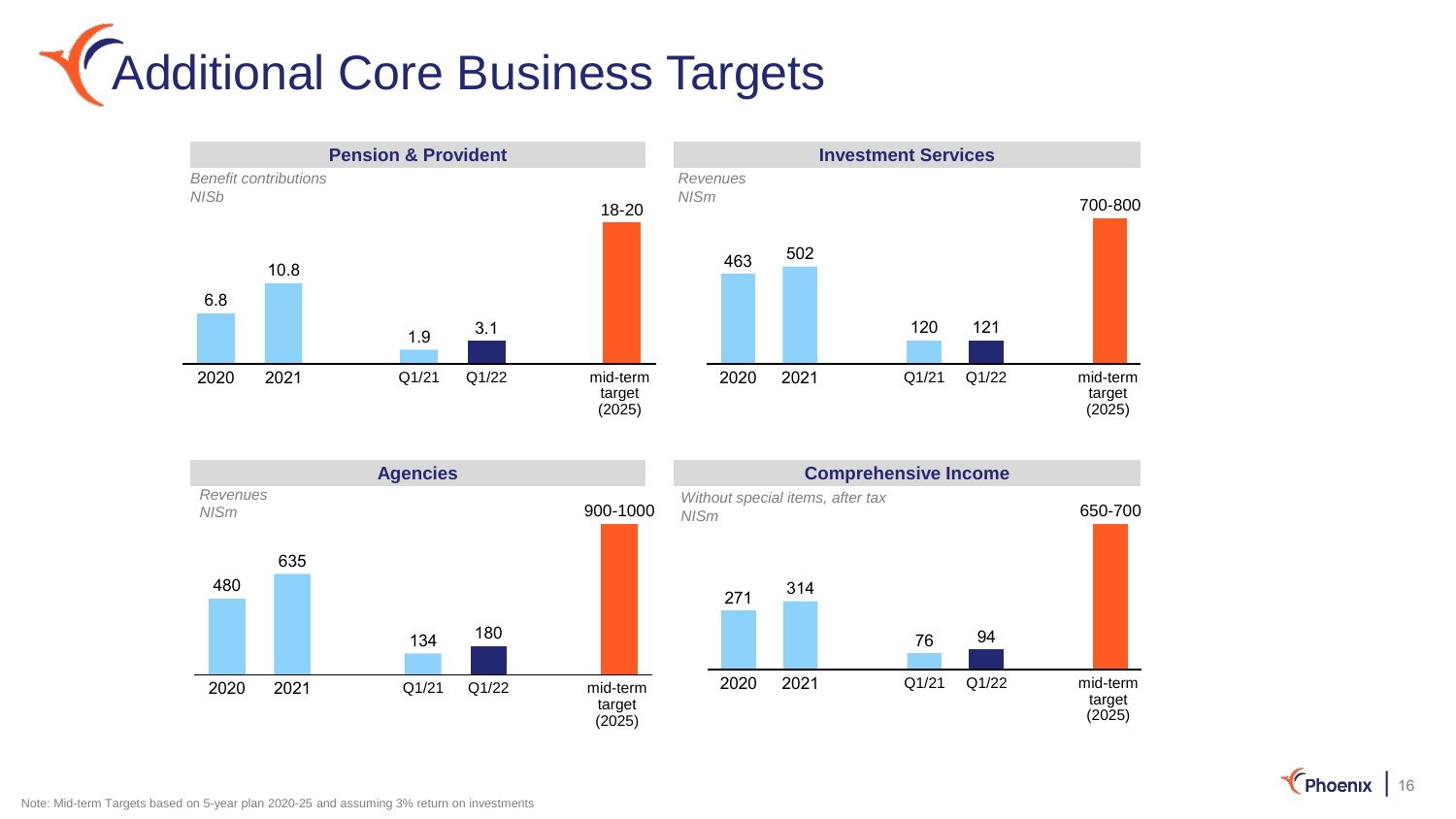# Additional Core Business Targets

## Pension & Provident

*Benefit contributions NISb*

| 2020 | 2021 | Q1/21 | Q1/22 | mid-term target (2025) |
| --- | --- | --- | --- | --- |
| 6.8 | 10.8 | 1.9 | 3.1 | 18-20 |

## Investment Services

*Revenues NISm*

| 2020 | 2021 | Q1/21 | Q1/22 | mid-term target (2025) |
| --- | --- | --- | --- | --- |
| 463 | 502 | 120 | 121 | 700-800 |

## Agencies

*Revenues NISm*

| 2020 | 2021 | Q1/21 | Q1/22 | mid-term target (2025) |
| --- | --- | --- | --- | --- |
| 480 | 635 | 134 | 180 | 900-1000 |

## Comprehensive Income

*Without special items, after tax NISm*

| 2020 | 2021 | Q1/21 | Q1/22 | mid-term target (2025) |
| --- | --- | --- | --- | --- |
| 271 | 314 | 76 | 94 | 650-700 |

Note: Mid-term Targets based on 5-year plan 2020-25 and assuming 3% return on investments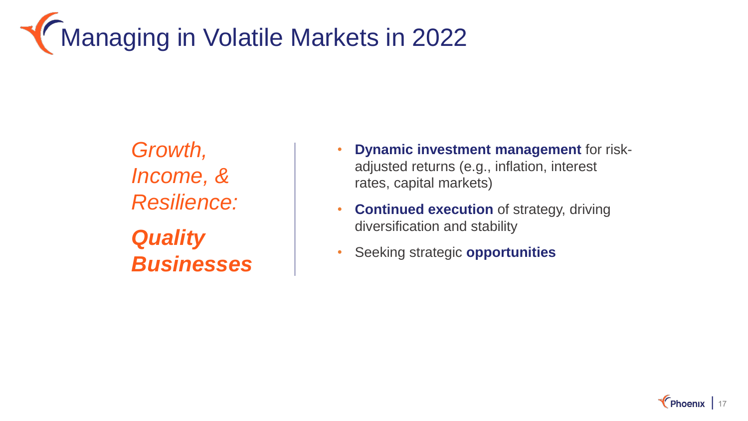# Managing in Volatile Markets in 2022

*Growth, Income, & Resilience:*

***Quality Businesses***

- **Dynamic investment management** for risk-adjusted returns (e.g., inflation, interest rates, capital markets)
- **Continued execution** of strategy, driving diversification and stability
- Seeking strategic **opportunities**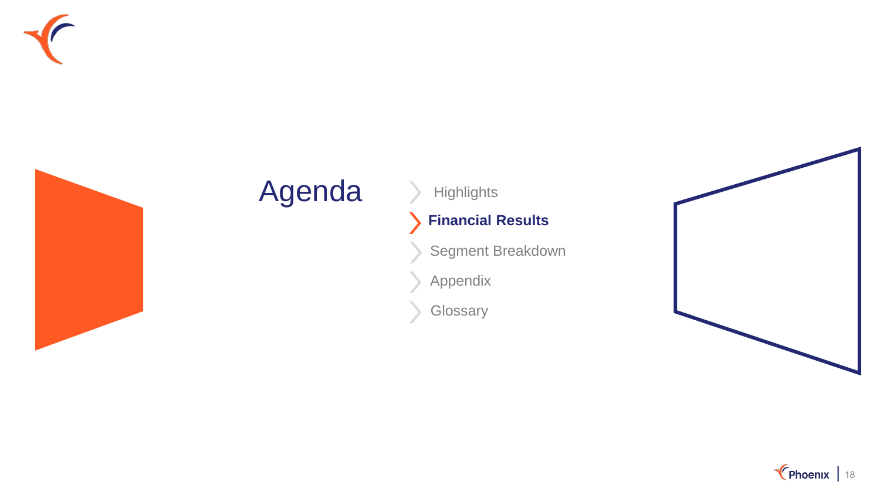# Agenda

- Highlights
- **Financial Results**
- Segment Breakdown
- Appendix
- Glossary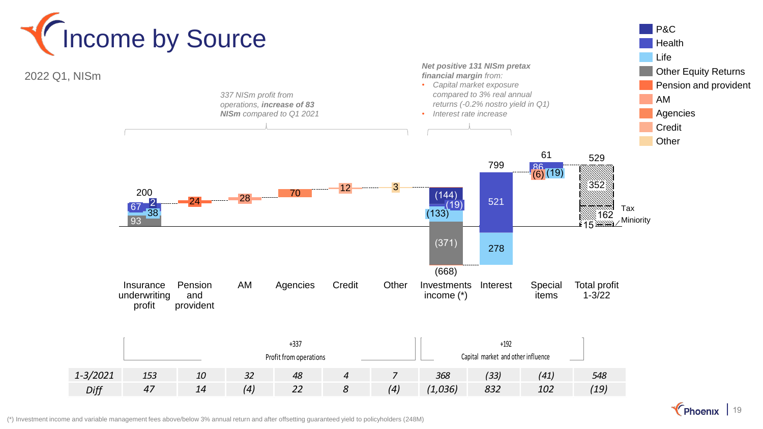# Income by Source

2022 Q1, NISm

*337 NISm profit from operations, **increase of 83 NISm** compared to Q1 2021*

***Net positive 131 NISm pretax financial margin** from:*
- *Capital market exposure compared to 3% real annual returns (-0.2% nostro yield in Q1)*
- *Interest rate increase*

Legend: P&C, Health, Life, Other Equity Returns, Pension and provident, AM, Agencies, Credit, Other

| | Insurance underwriting profit | Pension and provident | AM | Agencies | Credit | Other | Investments income (*) | Interest | Special items | Total profit 1-3/22 |
|---|---|---|---|---|---|---|---|---|---|---|
| 1-3/2022 | 200 (93, 67, 38, 2) | 24 | 28 | 70 | 12 | 3 | (668) ((371), (133), (144), (19)) | 799 (521, 278) | 61 (86, (6), (19)) | 529 (352, Tax 162, Miniority 15) |
| 1-3/2021 | 153 | 10 | 32 | 48 | 4 | 7 | 368 | (33) | (41) | 548 |
| Diff | 47 | 14 | (4) | 22 | 8 | (4) | (1,036) | 832 | 102 | (19) |

+337 Profit from operations

+192 Capital market and other influence

(*) Investment income and variable management fees above/below 3% annual return and after offsetting guaranteed yield to policyholders (248M)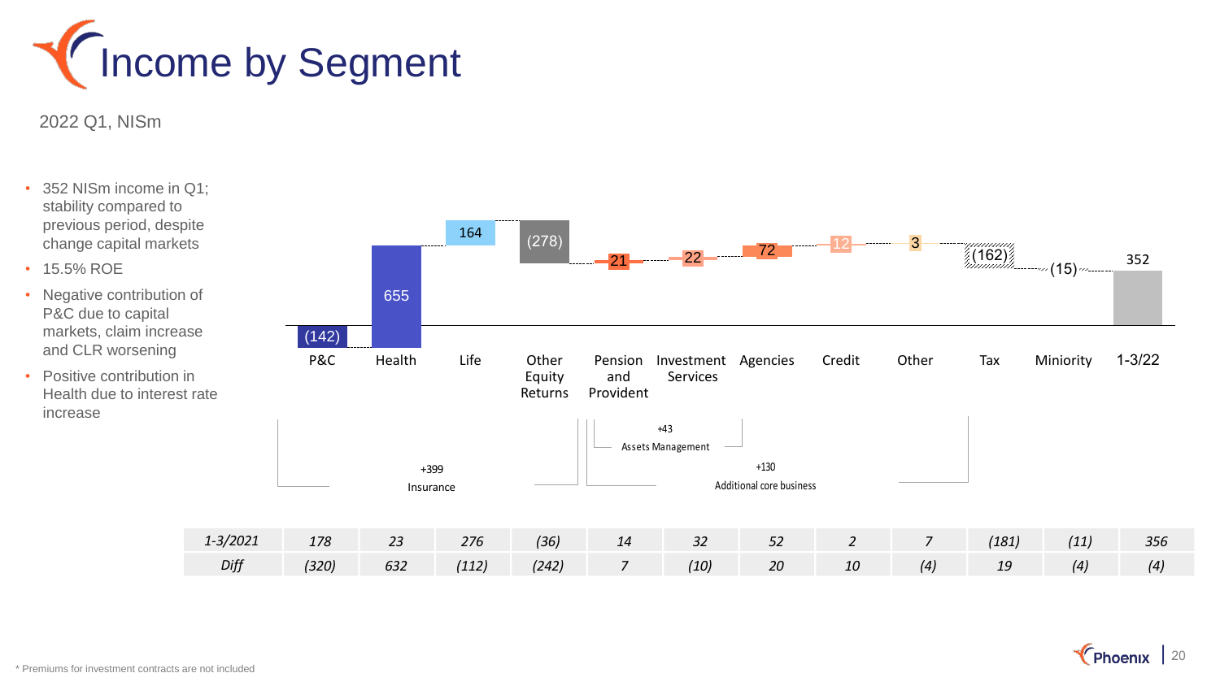# Income by Segment

2022 Q1, NISm

- 352 NISm income in Q1; stability compared to previous period, despite change capital markets
- 15.5% ROE
- Negative contribution of P&C due to capital markets, claim increase and CLR worsening
- Positive contribution in Health due to interest rate increase

| | P&C | Health | Life | Other Equity Returns | Pension and Provident | Investment Services | Agencies | Credit | Other | Tax | Miniority | 1-3/22 |
|---|---|---|---|---|---|---|---|---|---|---|---|---|
| 1-3/22 | (142) | 655 | 164 | (278) | 21 | 22 | 72 | 12 | 3 | (162) | (15) | 352 |
| 1-3/2021 | 178 | 23 | 276 | (36) | 14 | 32 | 52 | 2 | 7 | (181) | (11) | 356 |
| Diff | (320) | 632 | (112) | (242) | 7 | (10) | 20 | 10 | (4) | 19 | (4) | (4) |

+399 Insurance (P&C, Health, Life, Other Equity Returns)

+43 Assets Management (Pension and Provident, Investment Services)

+130 Additional core business (Pension and Provident through Other)

\* Premiums for investment contracts are not included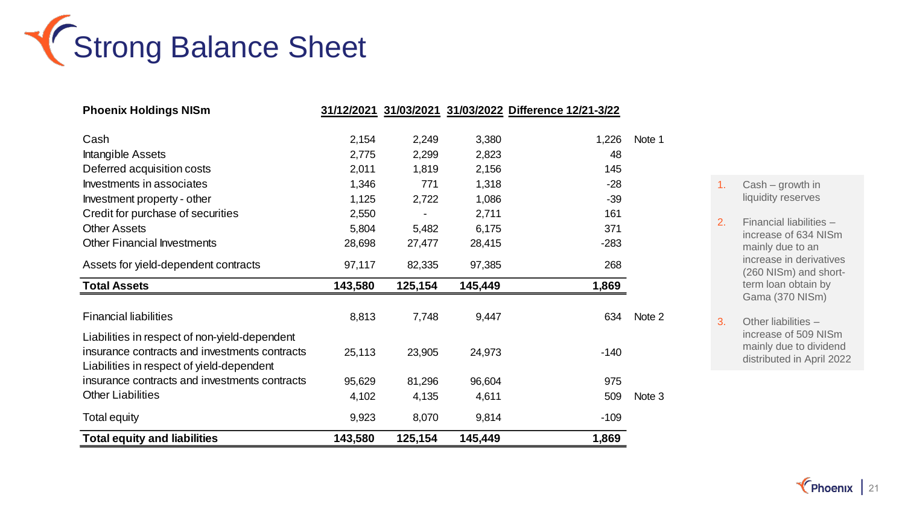# Strong Balance Sheet

| Phoenix Holdings NISm | 31/12/2021 | 31/03/2021 | 31/03/2022 | Difference 12/21-3/22 | |
|---|---|---|---|---|---|
| Cash | 2,154 | 2,249 | 3,380 | 1,226 | Note 1 |
| Intangible Assets | 2,775 | 2,299 | 2,823 | 48 | |
| Deferred acquisition costs | 2,011 | 1,819 | 2,156 | 145 | |
| Investments in associates | 1,346 | 771 | 1,318 | -28 | |
| Investment property - other | 1,125 | 2,722 | 1,086 | -39 | |
| Credit for purchase of securities | 2,550 | - | 2,711 | 161 | |
| Other Assets | 5,804 | 5,482 | 6,175 | 371 | |
| Other Financial Investments | 28,698 | 27,477 | 28,415 | -283 | |
| Assets for yield-dependent contracts | 97,117 | 82,335 | 97,385 | 268 | |
| **Total Assets** | **143,580** | **125,154** | **145,449** | **1,869** | |
| Financial liabilities | 8,813 | 7,748 | 9,447 | 634 | Note 2 |
| Liabilities in respect of non-yield-dependent insurance contracts and investments contracts | 25,113 | 23,905 | 24,973 | -140 | |
| Liabilities in respect of yield-dependent insurance contracts and investments contracts | 95,629 | 81,296 | 96,604 | 975 | |
| Other Liabilities | 4,102 | 4,135 | 4,611 | 509 | Note 3 |
| Total equity | 9,923 | 8,070 | 9,814 | -109 | |
| **Total equity and liabilities** | **143,580** | **125,154** | **145,449** | **1,869** | |

1. Cash – growth in liquidity reserves
2. Financial liabilities – increase of 634 NISm mainly due to an increase in derivatives (260 NISm) and short-term loan obtain by Gama (370 NISm)
3. Other liabilities – increase of 509 NISm mainly due to dividend distributed in April 2022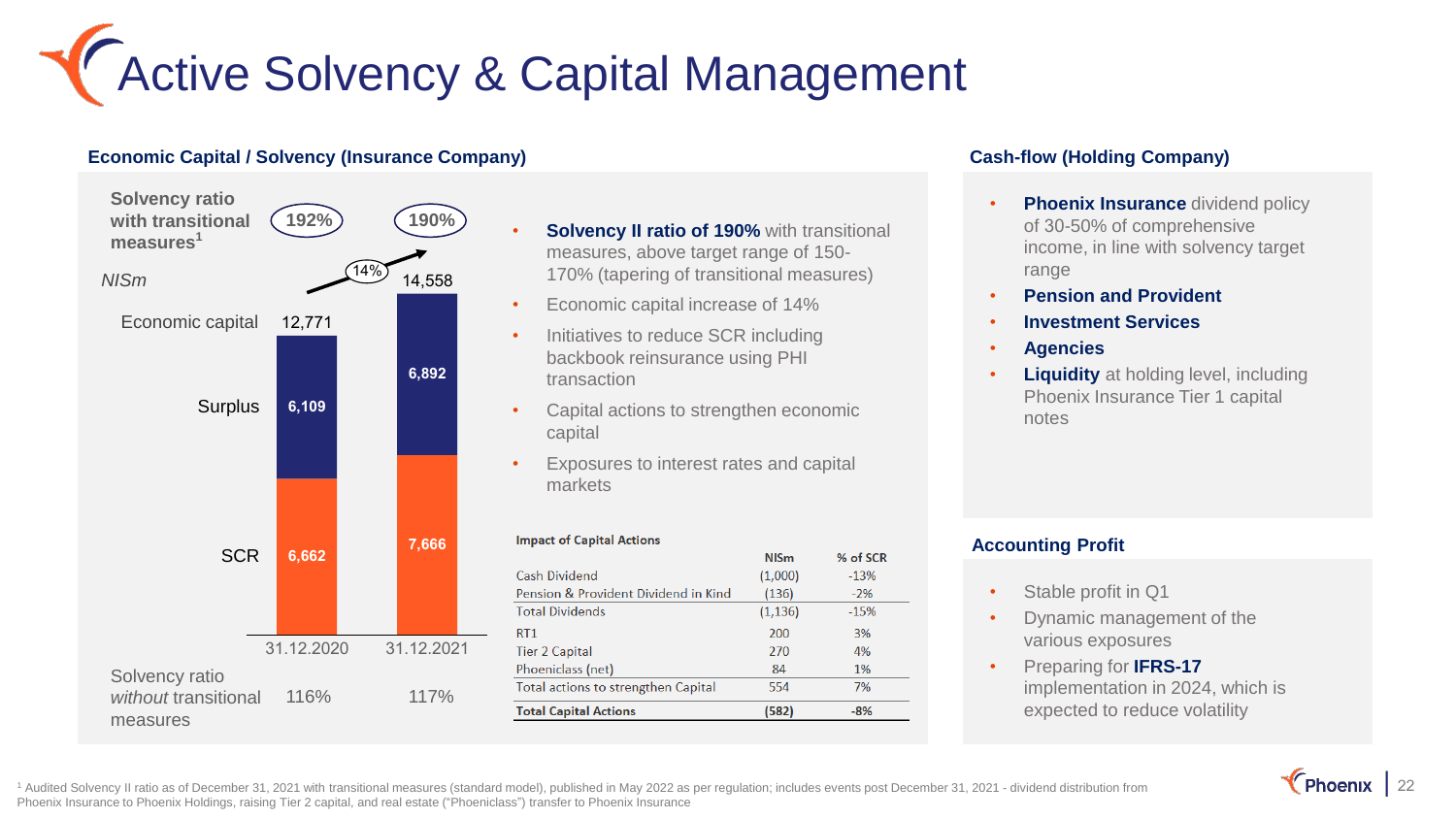# Active Solvency & Capital Management

## Economic Capital / Solvency (Insurance Company)

| NISm | 31.12.2020 | 31.12.2021 |
|---|---|---|
| Solvency ratio with transitional measures[1] | 192% | 190% |
| Economic capital | 12,771 | 14,558 |
| Surplus | 6,109 | 6,892 |
| SCR | 6,662 | 7,666 |
| Solvency ratio *without* transitional measures | 116% | 117% |

Economic capital increase: 14%

- **Solvency II ratio of 190%** with transitional measures, above target range of 150-170% (tapering of transitional measures)
- Economic capital increase of 14%
- Initiatives to reduce SCR including backbook reinsurance using PHI transaction
- Capital actions to strengthen economic capital
- Exposures to interest rates and capital markets

**Impact of Capital Actions**

| | NISm | % of SCR |
|---|---|---|
| Cash Dividend | (1,000) | -13% |
| Pension & Provident Dividend in Kind | (136) | -2% |
| Total Dividends | (1,136) | -15% |
| RT1 | 200 | 3% |
| Tier 2 Capital | 270 | 4% |
| Phoeniclass (net) | 84 | 1% |
| Total actions to strengthen Capital | 554 | 7% |
| **Total Capital Actions** | **(582)** | **-8%** |

## Cash-flow (Holding Company)

- **Phoenix Insurance** dividend policy of 30-50% of comprehensive income, in line with solvency target range
- **Pension and Provident**
- **Investment Services**
- **Agencies**
- **Liquidity** at holding level, including Phoenix Insurance Tier 1 capital notes

## Accounting Profit

- Stable profit in Q1
- Dynamic management of the various exposures
- Preparing for **IFRS-17** implementation in 2024, which is expected to reduce volatility

[1] Audited Solvency II ratio as of December 31, 2021 with transitional measures (standard model), published in May 2022 as per regulation; includes events post December 31, 2021 - dividend distribution from Phoenix Insurance to Phoenix Holdings, raising Tier 2 capital, and real estate ("Phoeniclass") transfer to Phoenix Insurance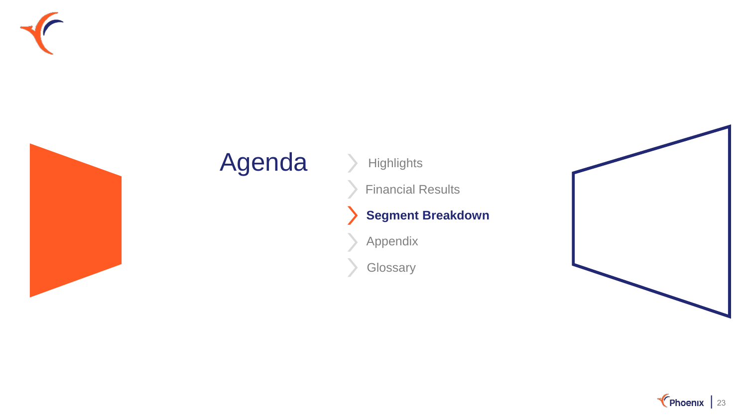# Agenda

- Highlights
- Financial Results
- **Segment Breakdown**
- Appendix
- Glossary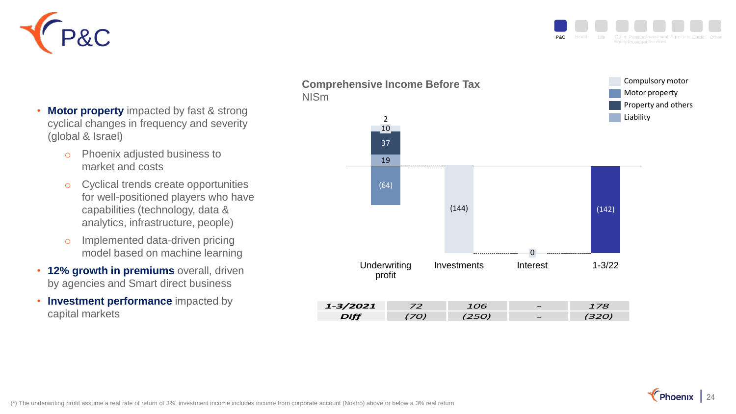# P&C

- **Motor property** impacted by fast & strong cyclical changes in frequency and severity (global & Israel)
  - Phoenix adjusted business to market and costs
  - Cyclical trends create opportunities for well-positioned players who have capabilities (technology, data & analytics, infrastructure, people)
  - Implemented data-driven pricing model based on machine learning
- **12% growth in premiums** overall, driven by agencies and Smart direct business
- **Investment performance** impacted by capital markets

**Comprehensive Income Before Tax**
NISm

Legend: Compulsory motor; Motor property; Property and others; Liability

| | Underwriting profit | Investments | Interest | 1-3/22 |
|---|---|---|---|---|
| Compulsory motor | 10 | | | |
| Motor property | (64) | | | |
| Property and others | 37 | | | |
| Liability | 19 | | | |
| Other | 2 | | | |
| Total | | (144) | 0 | (142) |
| *1-3/2021* | *72* | *106* | *-* | *178* |
| *Diff* | *(70)* | *(250)* | *-* | *(320)* |

(*) The underwriting profit assume a real rate of return of 3%, investment income includes income from corporate account (Nostro) above or below a 3% real return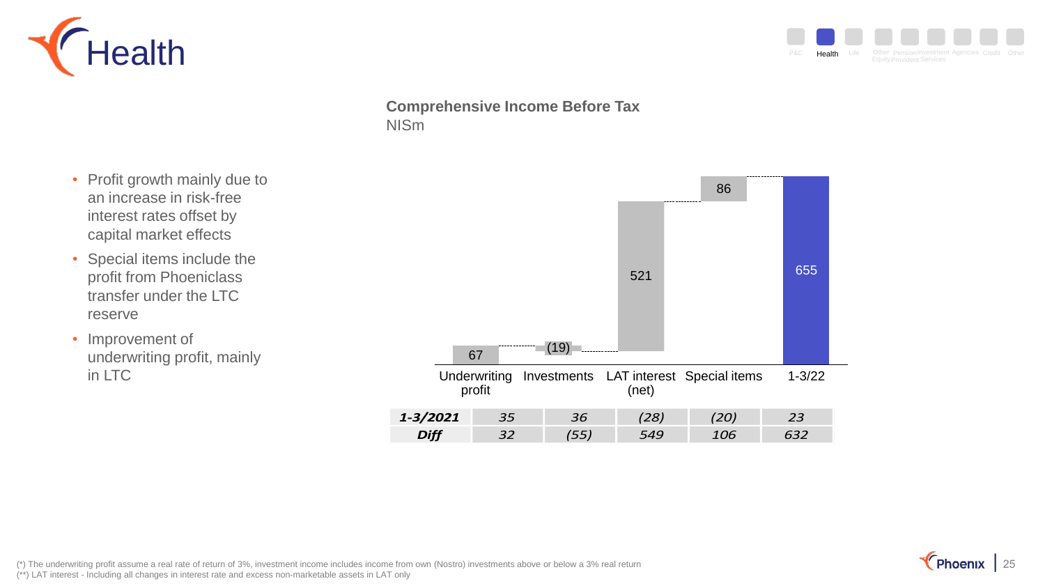# Health

### Comprehensive Income Before Tax
NISm

- Profit growth mainly due to an increase in risk-free interest rates offset by capital market effects
- Special items include the profit from Phoeniclass transfer under the LTC reserve
- Improvement of underwriting profit, mainly in LTC

| | Underwriting profit | Investments | LAT interest (net) | Special items | 1-3/22 |
|---|---|---|---|---|---|
| 1-3/2022 | 67 | (19) | 521 | 86 | 655 |
| ***1-3/2021*** | *35* | *36* | *(28)* | *(20)* | *23* |
| ***Diff*** | *32* | *(55)* | *549* | *106* | *632* |

(*) The underwriting profit assume a real rate of return of 3%, investment income includes income from own (Nostro) investments above or below a 3% real return
(**) LAT interest - Including all changes in interest rate and excess non-marketable assets in LAT only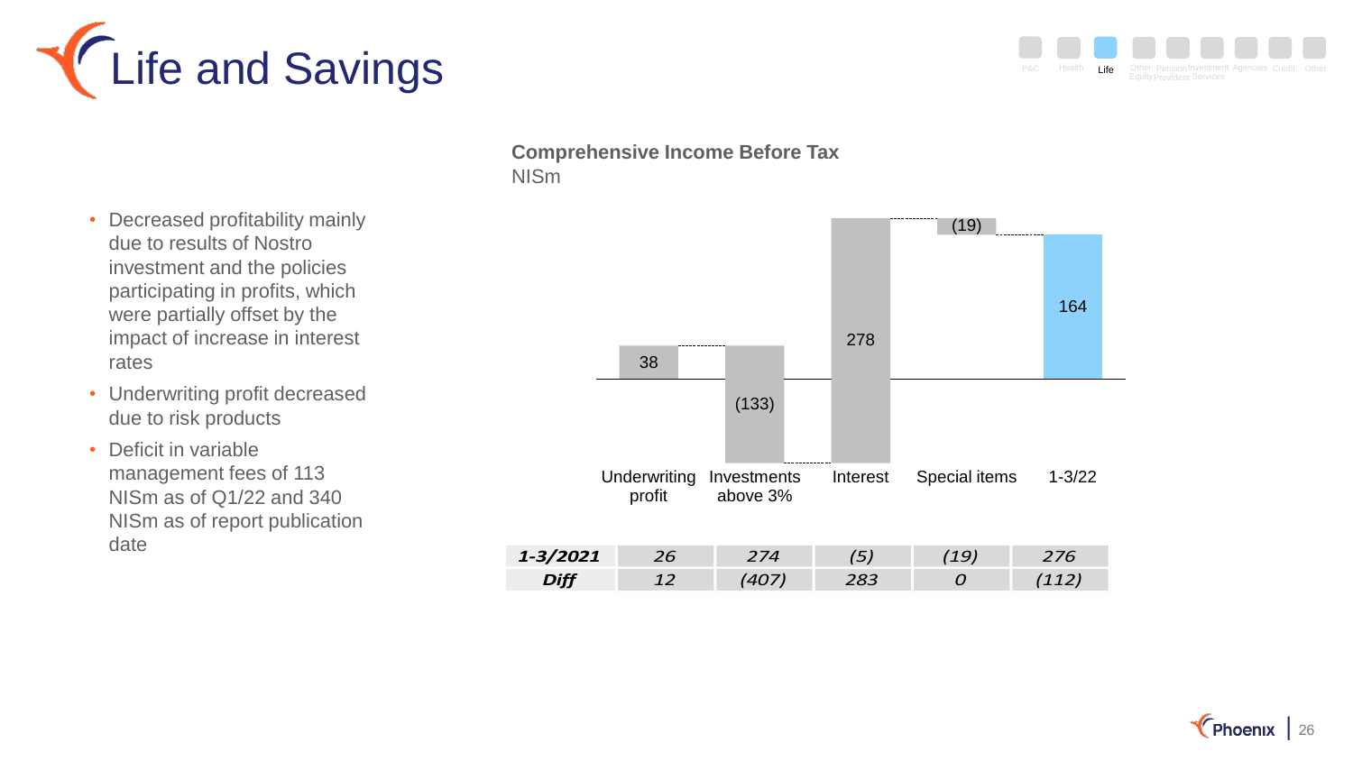# Life and Savings

- Decreased profitability mainly due to results of Nostro investment and the policies participating in profits, which were partially offset by the impact of increase in interest rates
- Underwriting profit decreased due to risk products
- Deficit in variable management fees of 113 NISm as of Q1/22 and 340 NISm as of report publication date

**Comprehensive Income Before Tax**
NISm

| | Underwriting profit | Investments above 3% | Interest | Special items | 1-3/22 |
|---|---|---|---|---|---|
| | 38 | (133) | 278 | (19) | 164 |
| ***1-3/2021*** | *26* | *274* | *(5)* | *(19)* | *276* |
| ***Diff*** | *12* | *(407)* | *283* | *0* | *(112)* |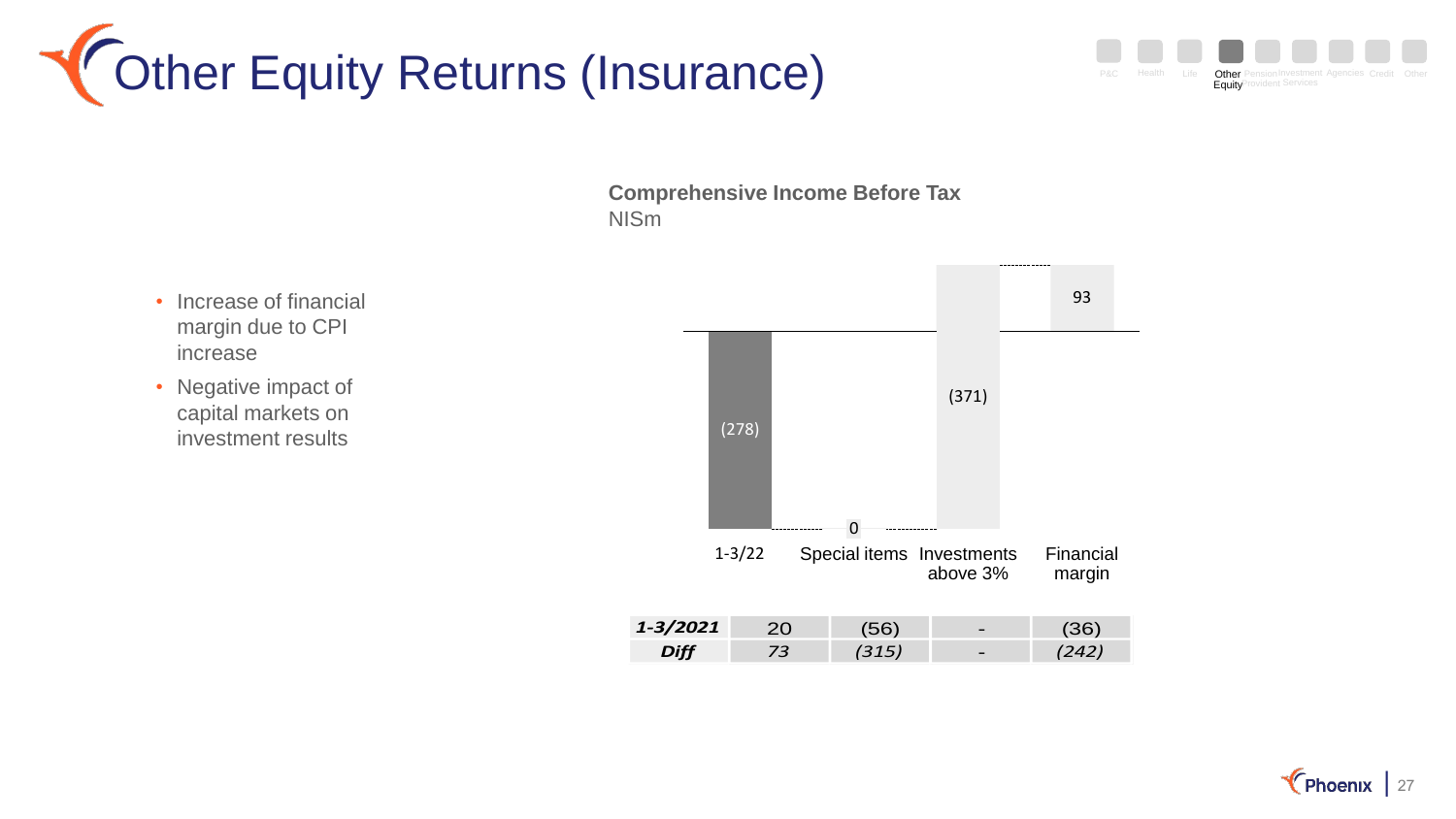# Other Equity Returns (Insurance)

- Increase of financial margin due to CPI increase
- Negative impact of capital markets on investment results

**Comprehensive Income Before Tax**
NISm

| | 1-3/22 | Special items | Investments above 3% | Financial margin |
|---|---|---|---|---|
| | (278) | 0 | (371) | 93 |
| ***1-3/2021*** | 20 | (56) | - | (36) |
| ***Diff*** | *73* | *(315)* | *-* | *(242)* |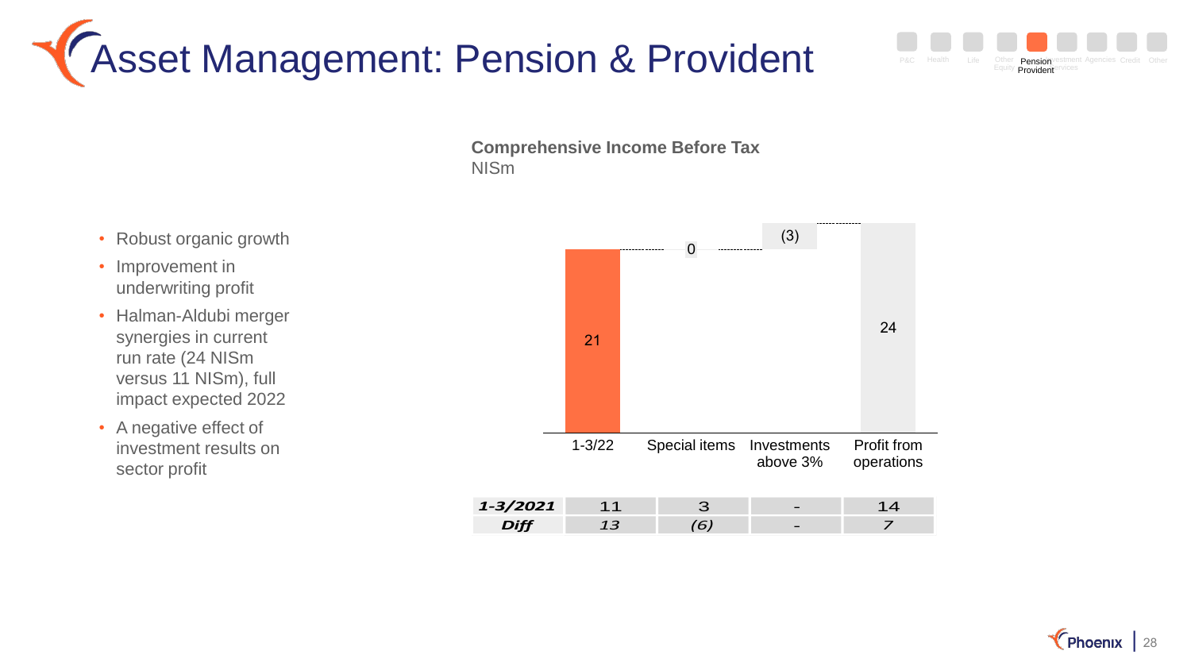# Asset Management: Pension & Provident

- Robust organic growth
- Improvement in underwriting profit
- Halman-Aldubi merger synergies in current run rate (24 NISm versus 11 NISm), full impact expected 2022
- A negative effect of investment results on sector profit

**Comprehensive Income Before Tax**
NISm

| | 1-3/22 | Special items | Investments above 3% | Profit from operations |
|---|---|---|---|---|
| | 21 | 0 | (3) | 24 |
| ***1-3/2021*** | 11 | 3 | - | 14 |
| ***Diff*** | *13* | *(6)* | - | *7* |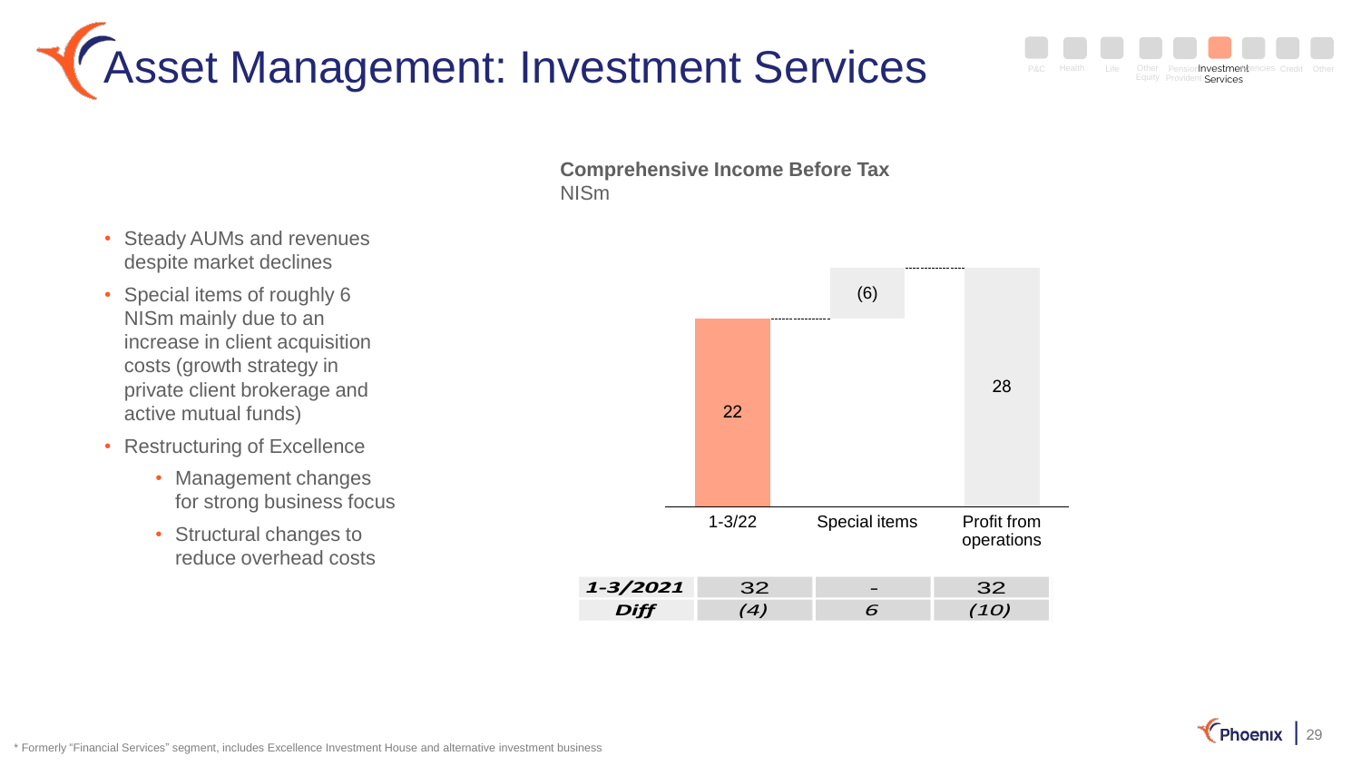# Asset Management: Investment Services

- Steady AUMs and revenues despite market declines
- Special items of roughly 6 NISm mainly due to an increase in client acquisition costs (growth strategy in private client brokerage and active mutual funds)
- Restructuring of Excellence
  - Management changes for strong business focus
  - Structural changes to reduce overhead costs

**Comprehensive Income Before Tax**
NISm

| | 1-3/22 | Special items | Profit from operations |
|---|---|---|---|
| | 22 | (6) | 28 |
| ***1-3/2021*** | 32 | - | 32 |
| ***Diff*** | *(4)* | *6* | *(10)* |

\* Formerly "Financial Services" segment, includes Excellence Investment House and alternative investment business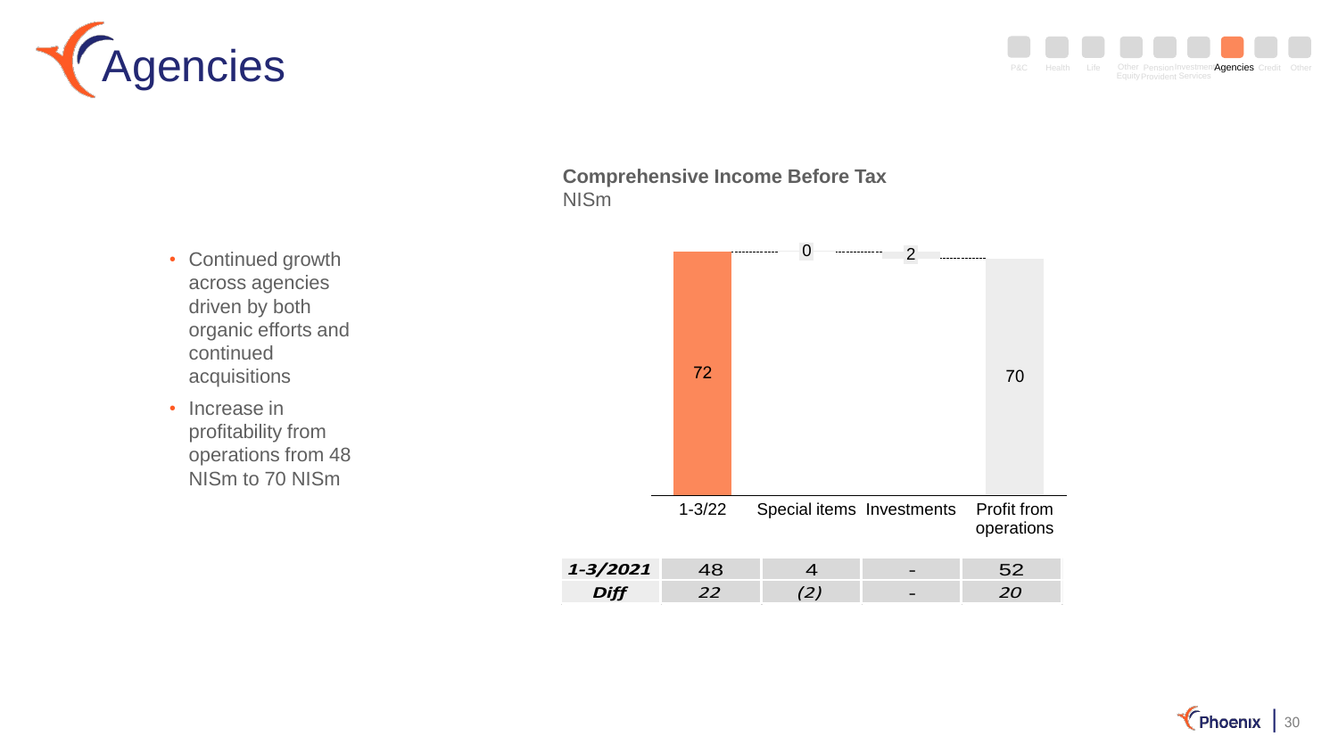# Agencies

- Continued growth across agencies driven by both organic efforts and continued acquisitions
- Increase in profitability from operations from 48 NISm to 70 NISm

**Comprehensive Income Before Tax**
NISm

| | 1-3/22 | Special items | Investments | Profit from operations |
|---|---|---|---|---|
| | 72 | 0 | 2 | 70 |
| ***1-3/2021*** | 48 | 4 | - | 52 |
| ***Diff*** | *22* | *(2)* | - | *20* |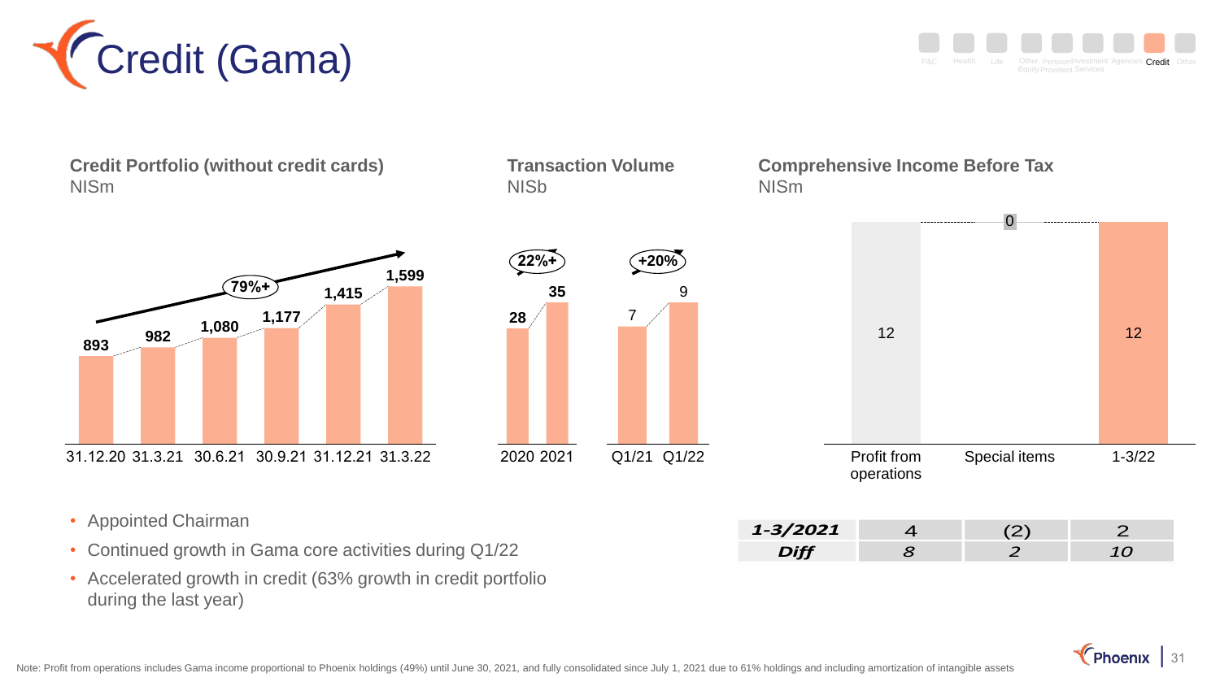# Credit (Gama)

### Credit Portfolio (without credit cards)
NISm

| 31.12.20 | 31.3.21 | 30.6.21 | 30.9.21 | 31.12.21 | 31.3.22 |
|---|---|---|---|---|---|
| 893 | 982 | 1,080 | 1,177 | 1,415 | 1,599 |

79%+

### Transaction Volume
NISb

| 2020 | 2021 |
|---|---|
| 28 | 35 |

22%+

| Q1/21 | Q1/22 |
|---|---|
| 7 | 9 |

+20%

### Comprehensive Income Before Tax
NISm

| | Profit from operations | Special items | 1-3/22 |
|---|---|---|---|
| 1-3/22 | 12 | 0 | 12 |
| *1-3/2021* | 4 | (2) | 2 |
| *Diff* | *8* | *2* | *10* |

- Appointed Chairman
- Continued growth in Gama core activities during Q1/22
- Accelerated growth in credit (63% growth in credit portfolio during the last year)

Note: Profit from operations includes Gama income proportional to Phoenix holdings (49%) until June 30, 2021, and fully consolidated since July 1, 2021 due to 61% holdings and including amortization of intangible assets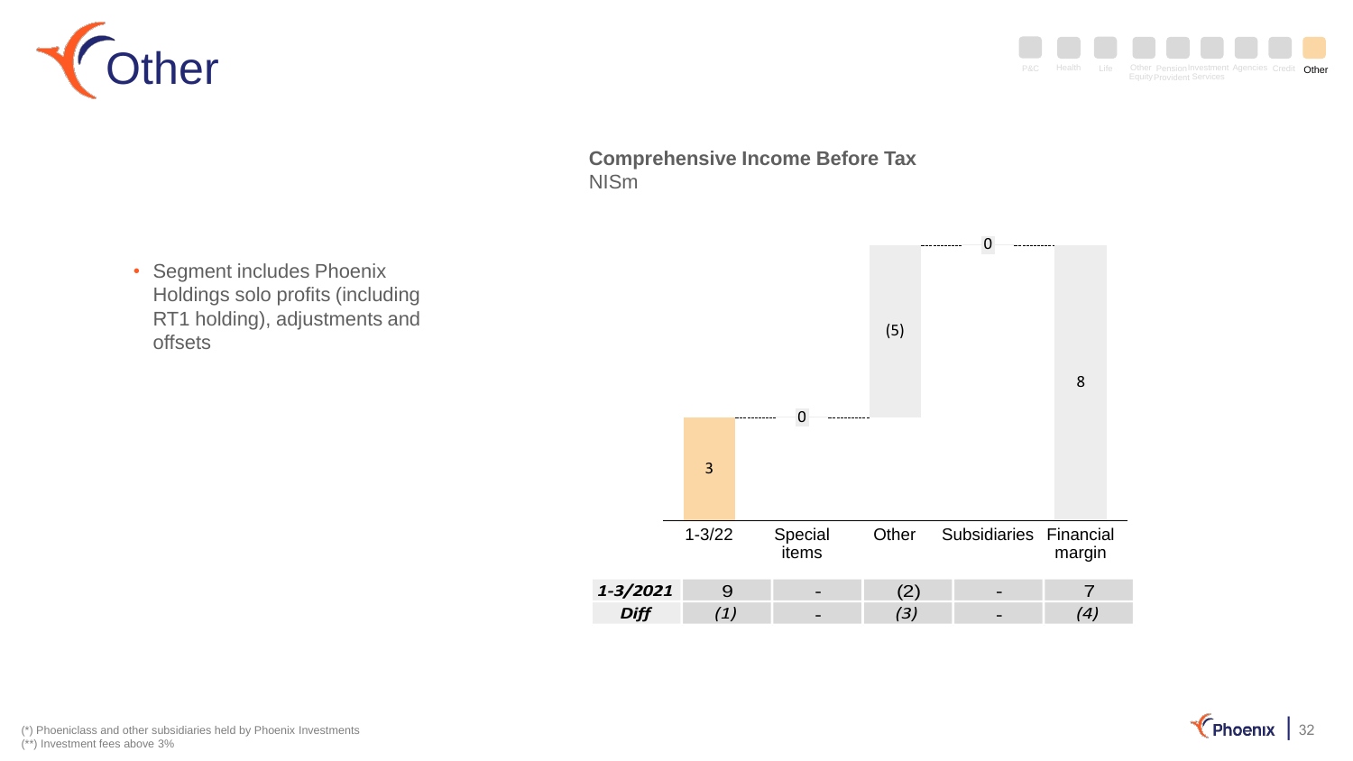# Other

P&C | Health | Life | Other Equity | Pension Provident | Investment Services | Agencies | Credit | Other

- Segment includes Phoenix Holdings solo profits (including RT1 holding), adjustments and offsets

**Comprehensive Income Before Tax**
NISm

| | 1-3/22 | Special items | Other | Subsidiaries | Financial margin |
|---|---|---|---|---|---|
| | 3 | 0 | (5) | 0 | 8 |
| ***1-3/2021*** | 9 | - | (2) | - | 7 |
| ***Diff*** | *(1)* | - | *(3)* | - | *(4)* |

(*) Phoeniclass and other subsidiaries held by Phoenix Investments
(**) Investment fees above 3%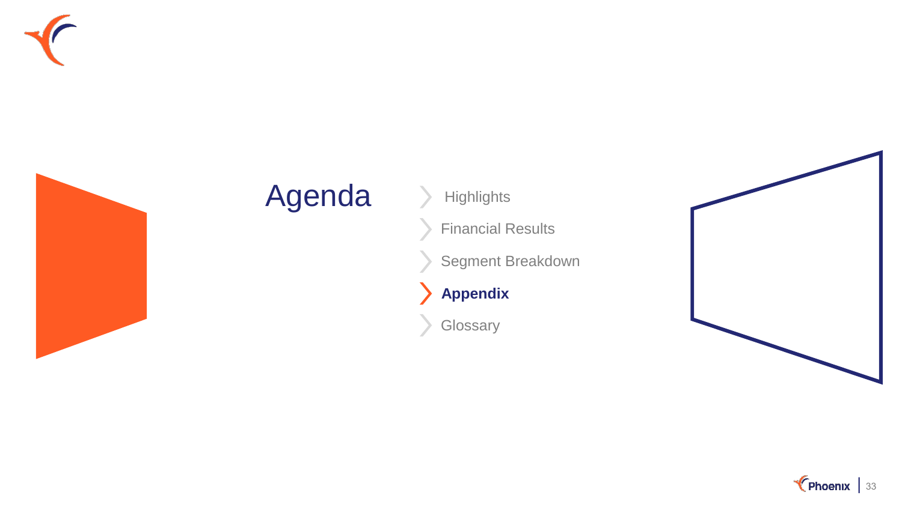# Agenda

- Highlights
- Financial Results
- Segment Breakdown
- **Appendix**
- Glossary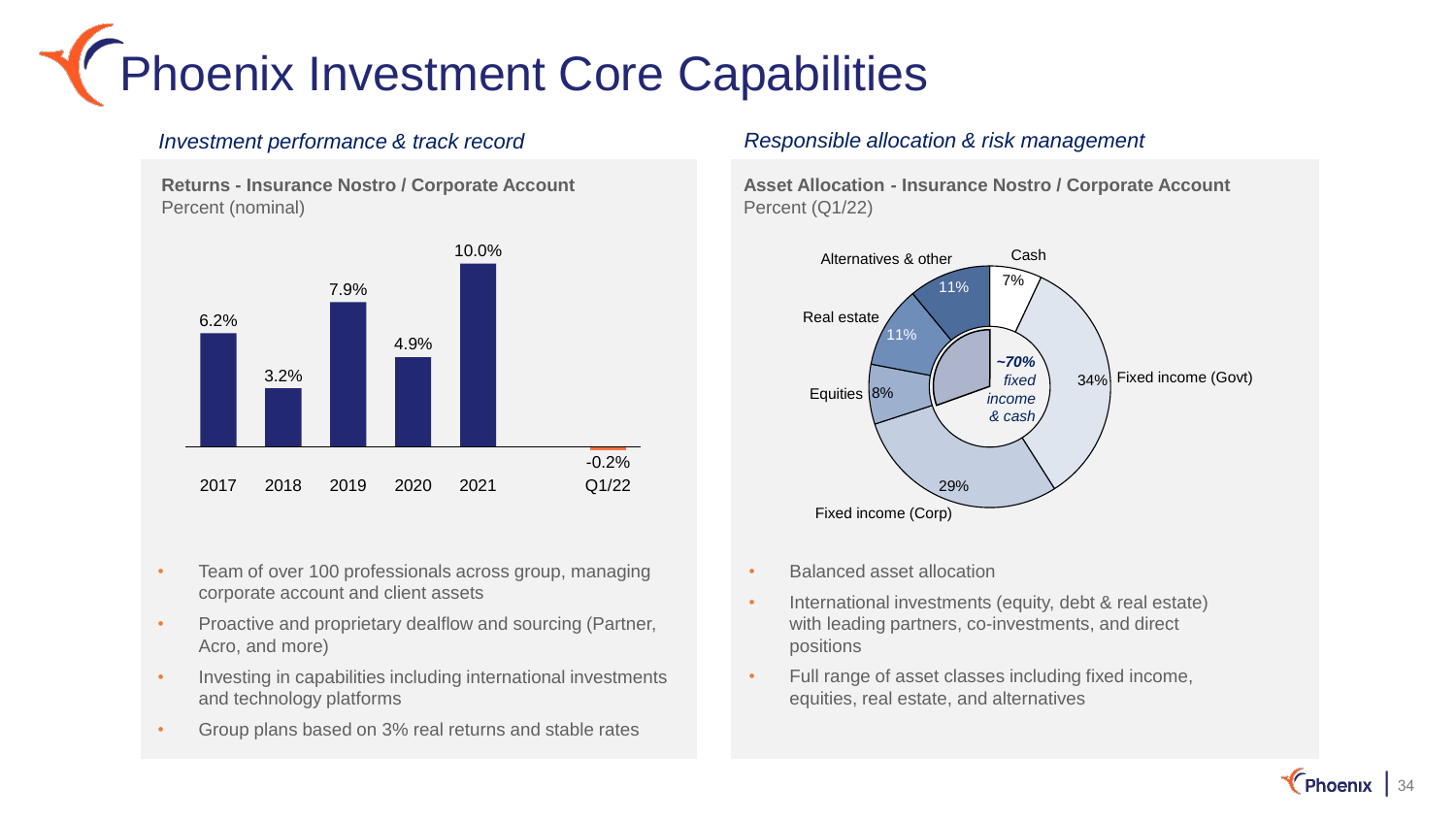# Phoenix Investment Core Capabilities

*Investment performance & track record*

**Returns - Insurance Nostro / Corporate Account**
Percent (nominal)

| 2017 | 2018 | 2019 | 2020 | 2021 | Q1/22 |
|---|---|---|---|---|---|
| 6.2% | 3.2% | 7.9% | 4.9% | 10.0% | -0.2% |

- Team of over 100 professionals across group, managing corporate account and client assets
- Proactive and proprietary dealflow and sourcing (Partner, Acro, and more)
- Investing in capabilities including international investments and technology platforms
- Group plans based on 3% real returns and stable rates

*Responsible allocation & risk management*

**Asset Allocation - Insurance Nostro / Corporate Account**
Percent (Q1/22)

| Asset class | Percent |
|---|---|
| Cash | 7% |
| Fixed income (Govt) | 34% |
| Fixed income (Corp) | 29% |
| Equities | 8% |
| Real estate | 11% |
| Alternatives & other | 11% |

*~70% fixed income & cash*

- Balanced asset allocation
- International investments (equity, debt & real estate) with leading partners, co-investments, and direct positions
- Full range of asset classes including fixed income, equities, real estate, and alternatives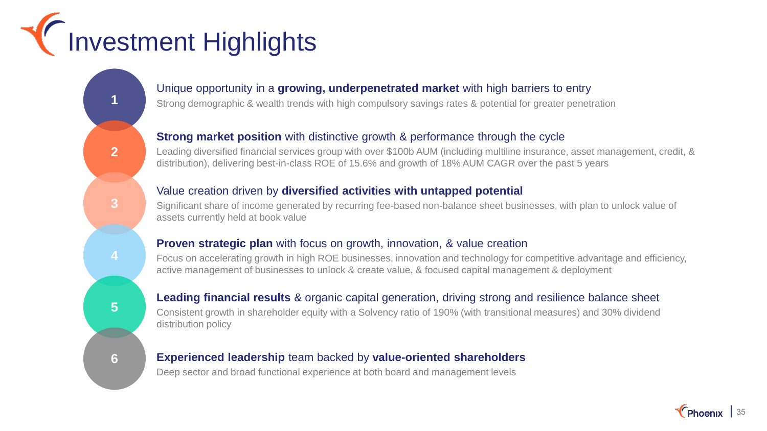# Investment Highlights

**1** Unique opportunity in a **growing, underpenetrated market** with high barriers to entry

Strong demographic & wealth trends with high compulsory savings rates & potential for greater penetration

**2** **Strong market position** with distinctive growth & performance through the cycle

Leading diversified financial services group with over $100b AUM (including multiline insurance, asset management, credit, & distribution), delivering best-in-class ROE of 15.6% and growth of 18% AUM CAGR over the past 5 years

**3** Value creation driven by **diversified activities with untapped potential**

Significant share of income generated by recurring fee-based non-balance sheet businesses, with plan to unlock value of assets currently held at book value

**4** **Proven strategic plan** with focus on growth, innovation, & value creation

Focus on accelerating growth in high ROE businesses, innovation and technology for competitive advantage and efficiency, active management of businesses to unlock & create value, & focused capital management & deployment

**5** **Leading financial results** & organic capital generation, driving strong and resilience balance sheet

Consistent growth in shareholder equity with a Solvency ratio of 190% (with transitional measures) and 30% dividend distribution policy

**6** **Experienced leadership** team backed by **value-oriented shareholders**

Deep sector and broad functional experience at both board and management levels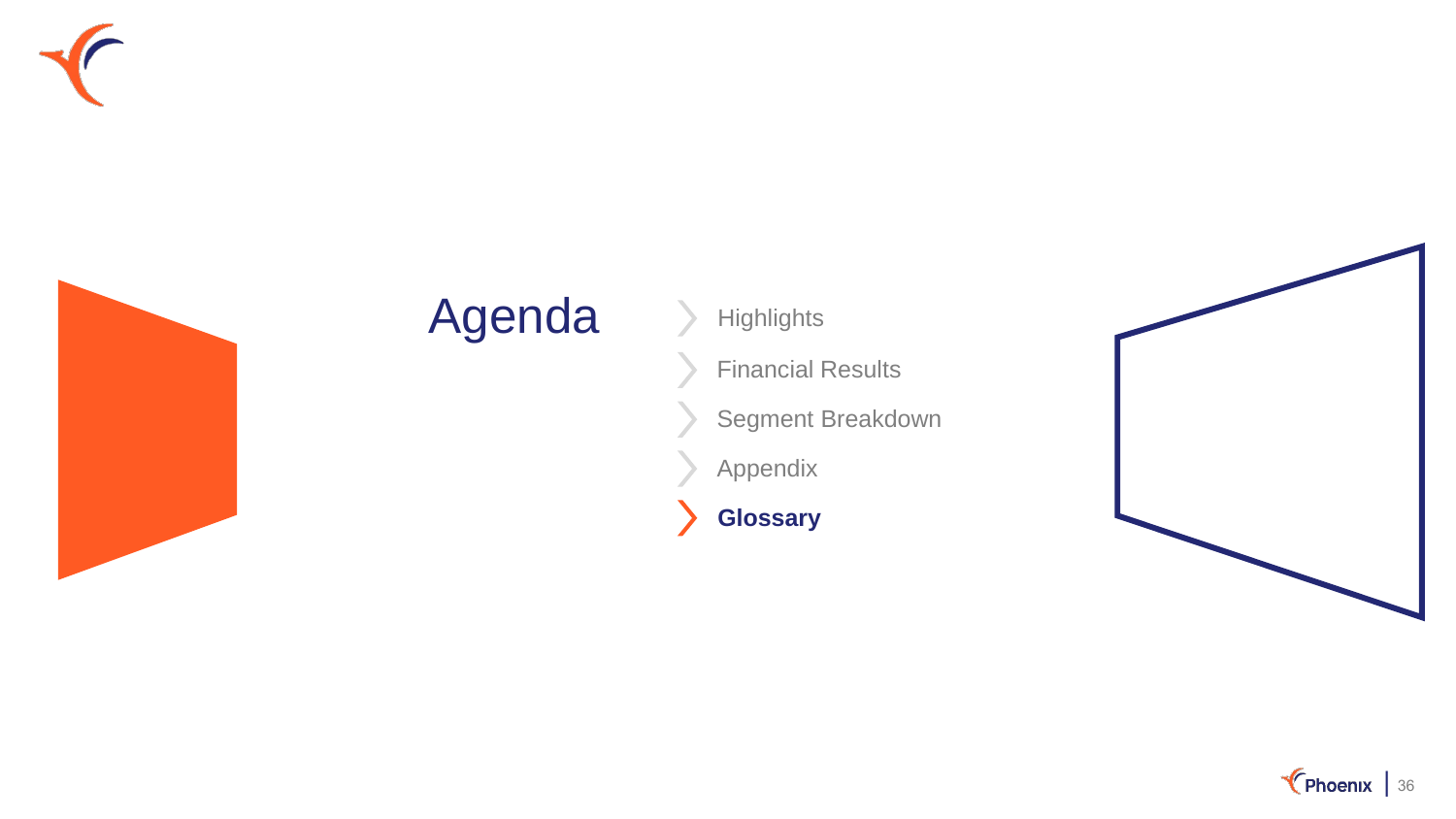# Agenda

- Highlights
- Financial Results
- Segment Breakdown
- Appendix
- **Glossary**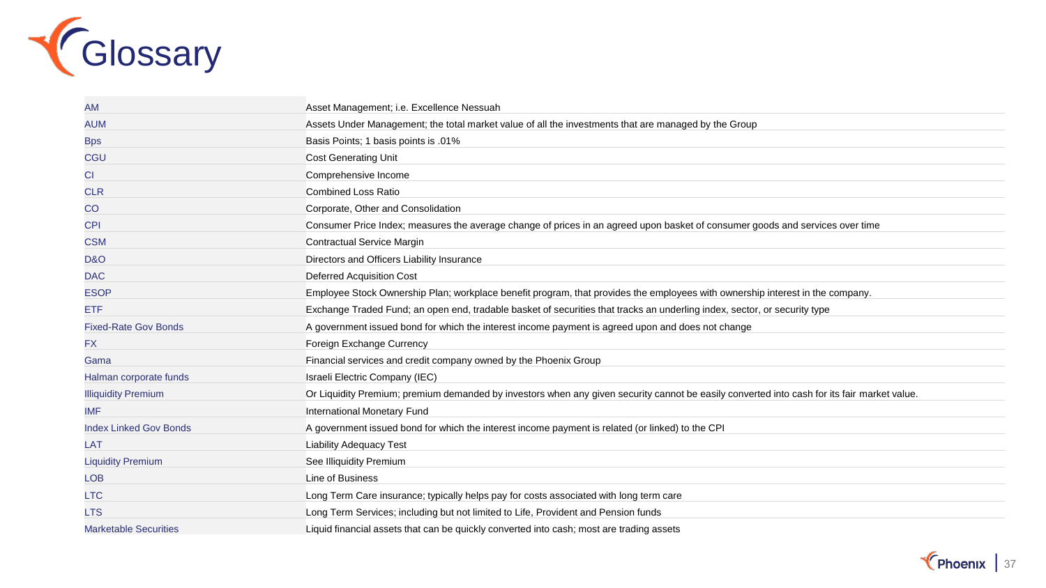# Glossary

| | |
|---|---|
| AM | Asset Management; i.e. Excellence Nessuah |
| AUM | Assets Under Management; the total market value of all the investments that are managed by the Group |
| Bps | Basis Points; 1 basis points is .01% |
| CGU | Cost Generating Unit |
| CI | Comprehensive Income |
| CLR | Combined Loss Ratio |
| CO | Corporate, Other and Consolidation |
| CPI | Consumer Price Index; measures the average change of prices in an agreed upon basket of consumer goods and services over time |
| CSM | Contractual Service Margin |
| D&O | Directors and Officers Liability Insurance |
| DAC | Deferred Acquisition Cost |
| ESOP | Employee Stock Ownership Plan; workplace benefit program, that provides the employees with ownership interest in the company. |
| ETF | Exchange Traded Fund; an open end, tradable basket of securities that tracks an underling index, sector, or security type |
| Fixed-Rate Gov Bonds | A government issued bond for which the interest income payment is agreed upon and does not change |
| FX | Foreign Exchange Currency |
| Gama | Financial services and credit company owned by the Phoenix Group |
| Halman corporate funds | Israeli Electric Company (IEC) |
| Illiquidity Premium | Or Liquidity Premium; premium demanded by investors when any given security cannot be easily converted into cash for its fair market value. |
| IMF | International Monetary Fund |
| Index Linked Gov Bonds | A government issued bond for which the interest income payment is related (or linked) to the CPI |
| LAT | Liability Adequacy Test |
| Liquidity Premium | See Illiquidity Premium |
| LOB | Line of Business |
| LTC | Long Term Care insurance; typically helps pay for costs associated with long term care |
| LTS | Long Term Services; including but not limited to Life, Provident and Pension funds |
| Marketable Securities | Liquid financial assets that can be quickly converted into cash; most are trading assets |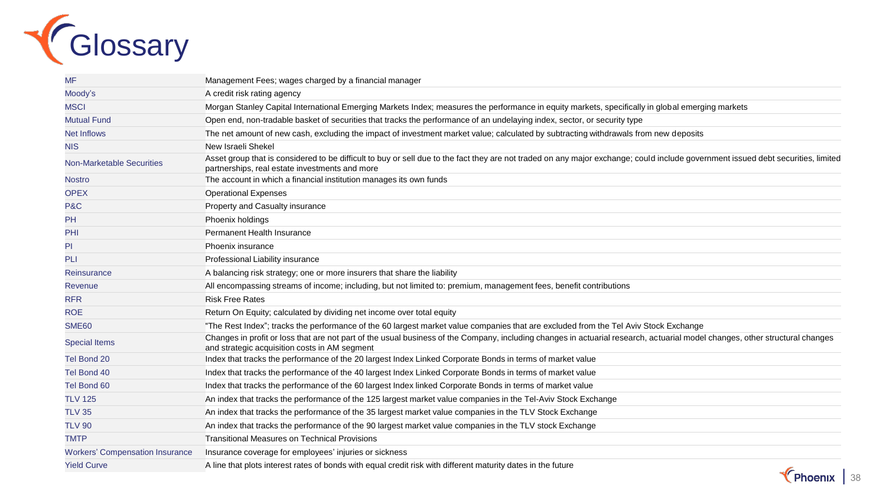# Glossary

| | |
|---|---|
| MF | Management Fees; wages charged by a financial manager |
| Moody's | A credit risk rating agency |
| MSCI | Morgan Stanley Capital International Emerging Markets Index; measures the performance in equity markets, specifically in global emerging markets |
| Mutual Fund | Open end, non-tradable basket of securities that tracks the performance of an undelaying index, sector, or security type |
| Net Inflows | The net amount of new cash, excluding the impact of investment market value; calculated by subtracting withdrawals from new deposits |
| NIS | New Israeli Shekel |
| Non-Marketable Securities | Asset group that is considered to be difficult to buy or sell due to the fact they are not traded on any major exchange; could include government issued debt securities, limited partnerships, real estate investments and more |
| Nostro | The account in which a financial institution manages its own funds |
| OPEX | Operational Expenses |
| P&C | Property and Casualty insurance |
| PH | Phoenix holdings |
| PHI | Permanent Health Insurance |
| PI | Phoenix insurance |
| PLI | Professional Liability insurance |
| Reinsurance | A balancing risk strategy; one or more insurers that share the liability |
| Revenue | All encompassing streams of income; including, but not limited to: premium, management fees, benefit contributions |
| RFR | Risk Free Rates |
| ROE | Return On Equity; calculated by dividing net income over total equity |
| SME60 | "The Rest Index"; tracks the performance of the 60 largest market value companies that are excluded from the Tel Aviv Stock Exchange |
| Special Items | Changes in profit or loss that are not part of the usual business of the Company, including changes in actuarial research, actuarial model changes, other structural changes and strategic acquisition costs in AM segment |
| Tel Bond 20 | Index that tracks the performance of the 20 largest Index Linked Corporate Bonds in terms of market value |
| Tel Bond 40 | Index that tracks the performance of the 40 largest Index Linked Corporate Bonds in terms of market value |
| Tel Bond 60 | Index that tracks the performance of the 60 largest Index linked Corporate Bonds in terms of market value |
| TLV 125 | An index that tracks the performance of the 125 largest market value companies in the Tel-Aviv Stock Exchange |
| TLV 35 | An index that tracks the performance of the 35 largest market value companies in the TLV Stock Exchange |
| TLV 90 | An index that tracks the performance of the 90 largest market value companies in the TLV stock Exchange |
| TMTP | Transitional Measures on Technical Provisions |
| Workers' Compensation Insurance | Insurance coverage for employees' injuries or sickness |
| Yield Curve | A line that plots interest rates of bonds with equal credit risk with different maturity dates in the future |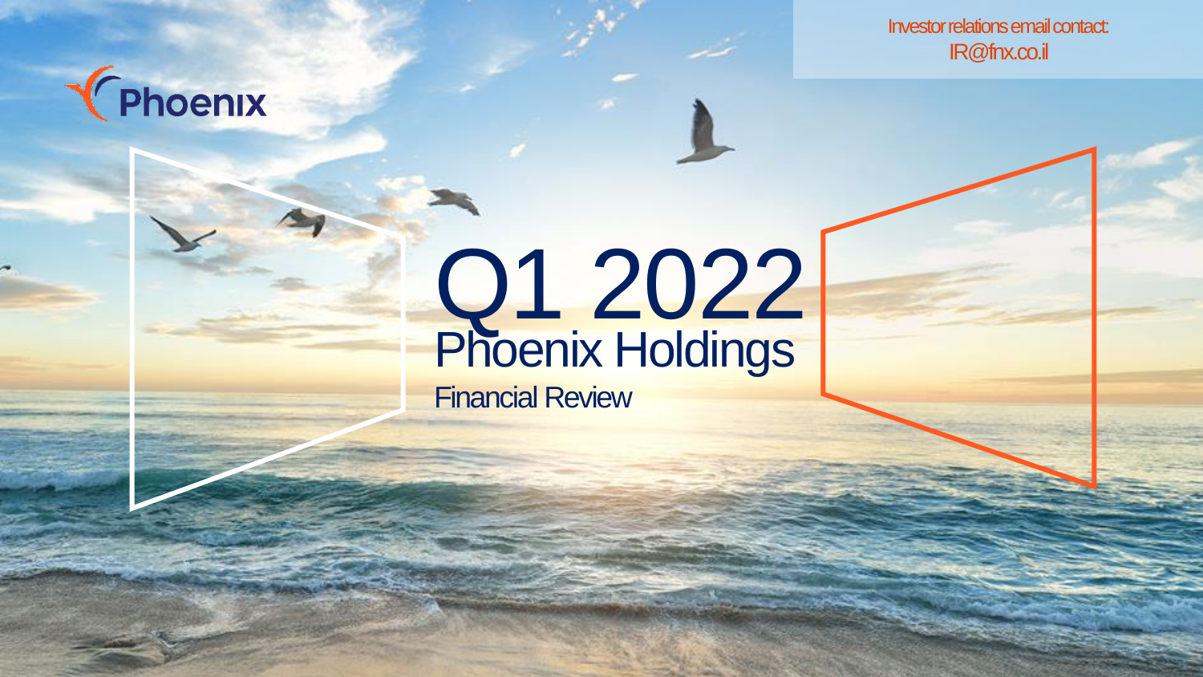Investor relations email contact:
IR@fnx.co.il

Phoenix

# Q1 2022

## Phoenix Holdings

Financial Review